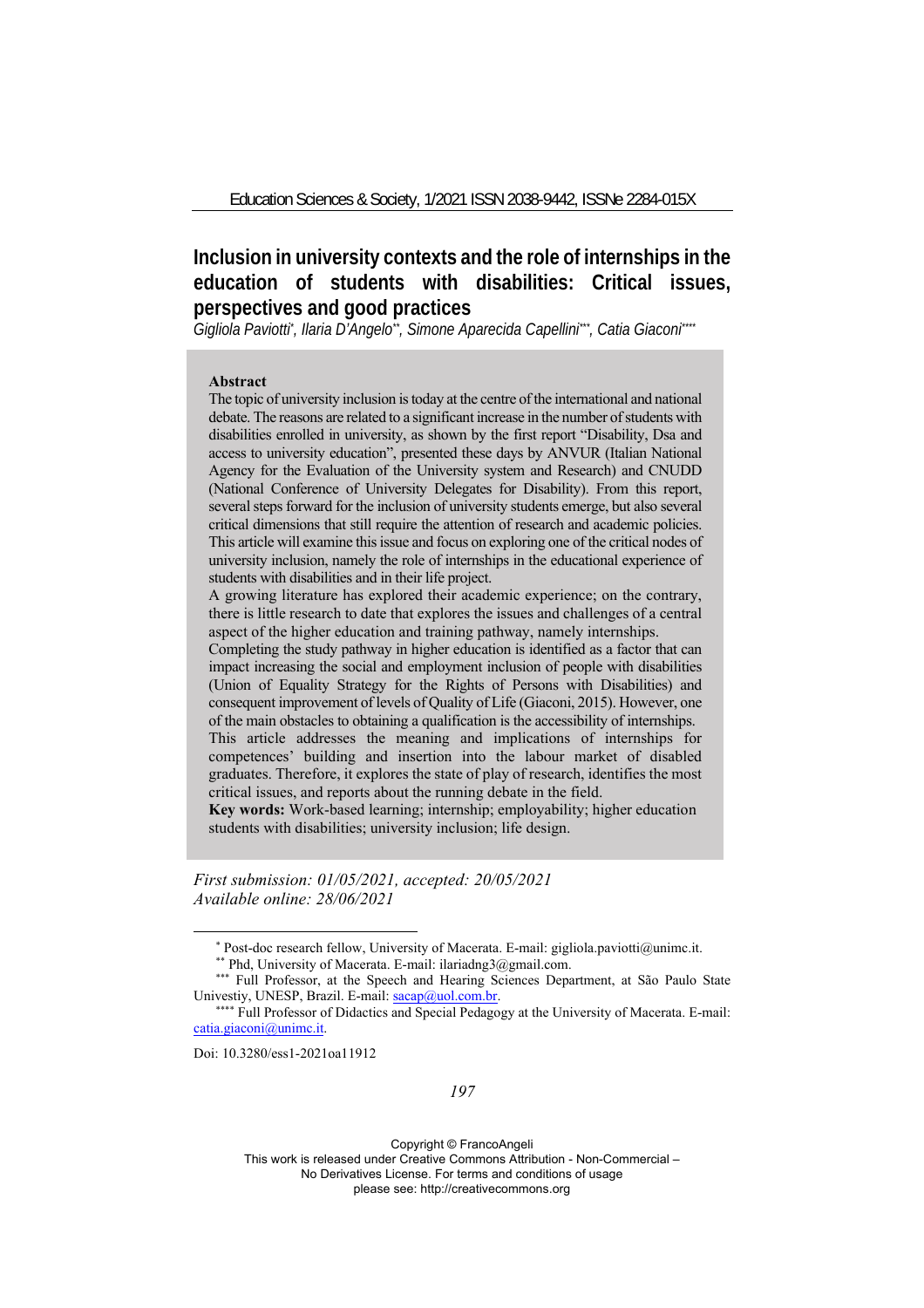# Inclusion in university contexts and the role of internships in the education of students with disabilities: Critical issues, perspectives and good practices

*Gigliola Paviotti[\*], Ilaria D'Angelo[\*\*], Simone Aparecida Capellini[\*\*\*], Catia Giaconi[\*\*\*\*]*

**Abstract**

The topic of university inclusion is today at the centre of the international and national debate. The reasons are related to a significant increase in the number of students with disabilities enrolled in university, as shown by the first report "Disability, Dsa and access to university education", presented these days by ANVUR (Italian National Agency for the Evaluation of the University system and Research) and CNUDD (National Conference of University Delegates for Disability). From this report, several steps forward for the inclusion of university students emerge, but also several critical dimensions that still require the attention of research and academic policies. This article will examine this issue and focus on exploring one of the critical nodes of university inclusion, namely the role of internships in the educational experience of students with disabilities and in their life project.

A growing literature has explored their academic experience; on the contrary, there is little research to date that explores the issues and challenges of a central aspect of the higher education and training pathway, namely internships.

Completing the study pathway in higher education is identified as a factor that can impact increasing the social and employment inclusion of people with disabilities (Union of Equality Strategy for the Rights of Persons with Disabilities) and consequent improvement of levels of Quality of Life (Giaconi, 2015). However, one of the main obstacles to obtaining a qualification is the accessibility of internships.

This article addresses the meaning and implications of internships for competences' building and insertion into the labour market of disabled graduates. Therefore, it explores the state of play of research, identifies the most critical issues, and reports about the running debate in the field.

**Key words:** Work-based learning; internship; employability; higher education students with disabilities; university inclusion; life design.

*First submission: 01/05/2021, accepted: 20/05/2021*
*Available online: 28/06/2021*

[\*] Post-doc research fellow, University of Macerata. E-mail: gigliola.paviotti@unimc.it.

[\*\*] Phd, University of Macerata. E-mail: ilariadng3@gmail.com.

[\*\*\*] Full Professor, at the Speech and Hearing Sciences Department, at São Paulo State Univestiy, UNESP, Brazil. E-mail: sacap@uol.com.br.

[\*\*\*\*] Full Professor of Didactics and Special Pedagogy at the University of Macerata. E-mail: catia.giaconi@unimc.it.

Doi: 10.3280/ess1-2021oa11912

Copyright © FrancoAngeli
This work is released under Creative Commons Attribution - Non-Commercial – No Derivatives License. For terms and conditions of usage please see: http://creativecommons.org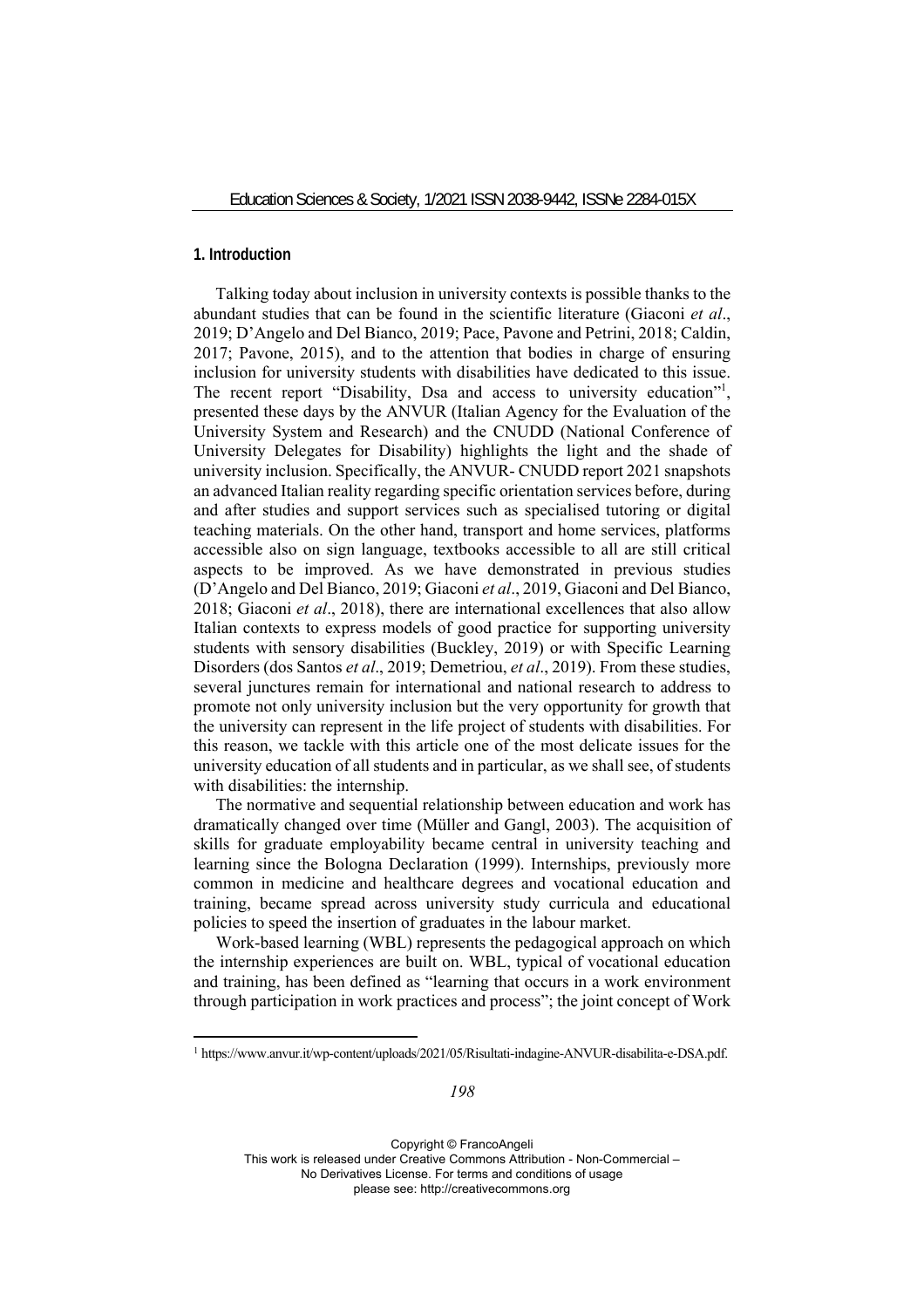## 1. Introduction

Talking today about inclusion in university contexts is possible thanks to the abundant studies that can be found in the scientific literature (Giaconi *et al*., 2019; D'Angelo and Del Bianco, 2019; Pace, Pavone and Petrini, 2018; Caldin, 2017; Pavone, 2015), and to the attention that bodies in charge of ensuring inclusion for university students with disabilities have dedicated to this issue. The recent report "Disability, Dsa and access to university education"[1], presented these days by the ANVUR (Italian Agency for the Evaluation of the University System and Research) and the CNUDD (National Conference of University Delegates for Disability) highlights the light and the shade of university inclusion. Specifically, the ANVUR- CNUDD report 2021 snapshots an advanced Italian reality regarding specific orientation services before, during and after studies and support services such as specialised tutoring or digital teaching materials. On the other hand, transport and home services, platforms accessible also on sign language, textbooks accessible to all are still critical aspects to be improved. As we have demonstrated in previous studies (D'Angelo and Del Bianco, 2019; Giaconi *et al*., 2019, Giaconi and Del Bianco, 2018; Giaconi *et al*., 2018), there are international excellences that also allow Italian contexts to express models of good practice for supporting university students with sensory disabilities (Buckley, 2019) or with Specific Learning Disorders (dos Santos *et al*., 2019; Demetriou, *et al*., 2019). From these studies, several junctures remain for international and national research to address to promote not only university inclusion but the very opportunity for growth that the university can represent in the life project of students with disabilities. For this reason, we tackle with this article one of the most delicate issues for the university education of all students and in particular, as we shall see, of students with disabilities: the internship.

The normative and sequential relationship between education and work has dramatically changed over time (Müller and Gangl, 2003). The acquisition of skills for graduate employability became central in university teaching and learning since the Bologna Declaration (1999). Internships, previously more common in medicine and healthcare degrees and vocational education and training, became spread across university study curricula and educational policies to speed the insertion of graduates in the labour market.

Work-based learning (WBL) represents the pedagogical approach on which the internship experiences are built on. WBL, typical of vocational education and training, has been defined as "learning that occurs in a work environment through participation in work practices and process"; the joint concept of Work

[1] https://www.anvur.it/wp-content/uploads/2021/05/Risultati-indagine-ANVUR-disabilita-e-DSA.pdf.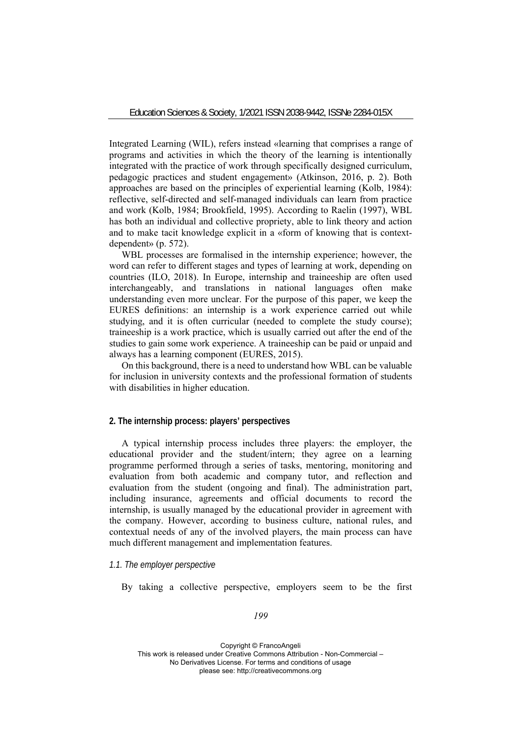Integrated Learning (WIL), refers instead «learning that comprises a range of programs and activities in which the theory of the learning is intentionally integrated with the practice of work through specifically designed curriculum, pedagogic practices and student engagement» (Atkinson, 2016, p. 2). Both approaches are based on the principles of experiential learning (Kolb, 1984): reflective, self-directed and self-managed individuals can learn from practice and work (Kolb, 1984; Brookfield, 1995). According to Raelin (1997), WBL has both an individual and collective propriety, able to link theory and action and to make tacit knowledge explicit in a «form of knowing that is context-dependent» (p. 572).

WBL processes are formalised in the internship experience; however, the word can refer to different stages and types of learning at work, depending on countries (ILO, 2018). In Europe, internship and traineeship are often used interchangeably, and translations in national languages often make understanding even more unclear. For the purpose of this paper, we keep the EURES definitions: an internship is a work experience carried out while studying, and it is often curricular (needed to complete the study course); traineeship is a work practice, which is usually carried out after the end of the studies to gain some work experience. A traineeship can be paid or unpaid and always has a learning component (EURES, 2015).

On this background, there is a need to understand how WBL can be valuable for inclusion in university contexts and the professional formation of students with disabilities in higher education.

## 2. The internship process: players' perspectives

A typical internship process includes three players: the employer, the educational provider and the student/intern; they agree on a learning programme performed through a series of tasks, mentoring, monitoring and evaluation from both academic and company tutor, and reflection and evaluation from the student (ongoing and final). The administration part, including insurance, agreements and official documents to record the internship, is usually managed by the educational provider in agreement with the company. However, according to business culture, national rules, and contextual needs of any of the involved players, the main process can have much different management and implementation features.

### *1.1. The employer perspective*

By taking a collective perspective, employers seem to be the first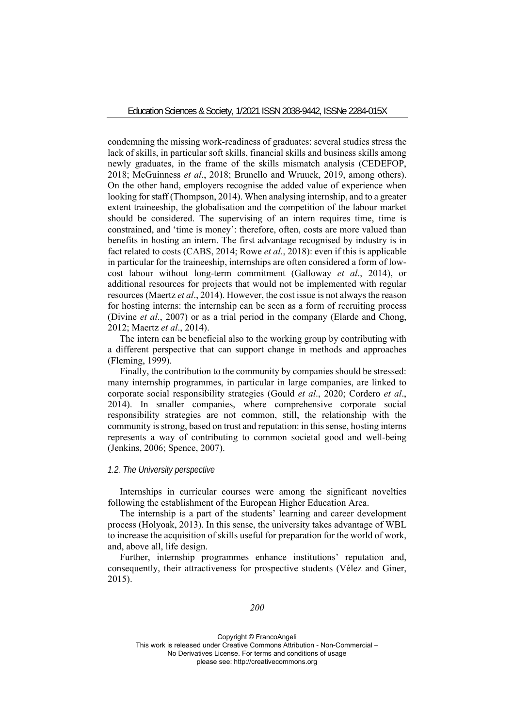condemning the missing work-readiness of graduates: several studies stress the lack of skills, in particular soft skills, financial skills and business skills among newly graduates, in the frame of the skills mismatch analysis (CEDEFOP, 2018; McGuinness *et al*., 2018; Brunello and Wruuck, 2019, among others). On the other hand, employers recognise the added value of experience when looking for staff (Thompson, 2014). When analysing internship, and to a greater extent traineeship, the globalisation and the competition of the labour market should be considered. The supervising of an intern requires time, time is constrained, and 'time is money': therefore, often, costs are more valued than benefits in hosting an intern. The first advantage recognised by industry is in fact related to costs (CABS, 2014; Rowe *et al*., 2018): even if this is applicable in particular for the traineeship, internships are often considered a form of low-cost labour without long-term commitment (Galloway *et al*., 2014), or additional resources for projects that would not be implemented with regular resources (Maertz *et al*., 2014). However, the cost issue is not always the reason for hosting interns: the internship can be seen as a form of recruiting process (Divine *et al*., 2007) or as a trial period in the company (Elarde and Chong, 2012; Maertz *et al*., 2014).

The intern can be beneficial also to the working group by contributing with a different perspective that can support change in methods and approaches (Fleming, 1999).

Finally, the contribution to the community by companies should be stressed: many internship programmes, in particular in large companies, are linked to corporate social responsibility strategies (Gould *et al*., 2020; Cordero *et al*., 2014). In smaller companies, where comprehensive corporate social responsibility strategies are not common, still, the relationship with the community is strong, based on trust and reputation: in this sense, hosting interns represents a way of contributing to common societal good and well-being (Jenkins, 2006; Spence, 2007).

### *1.2. The University perspective*

Internships in curricular courses were among the significant novelties following the establishment of the European Higher Education Area.

The internship is a part of the students' learning and career development process (Holyoak, 2013). In this sense, the university takes advantage of WBL to increase the acquisition of skills useful for preparation for the world of work, and, above all, life design.

Further, internship programmes enhance institutions' reputation and, consequently, their attractiveness for prospective students (Vélez and Giner, 2015).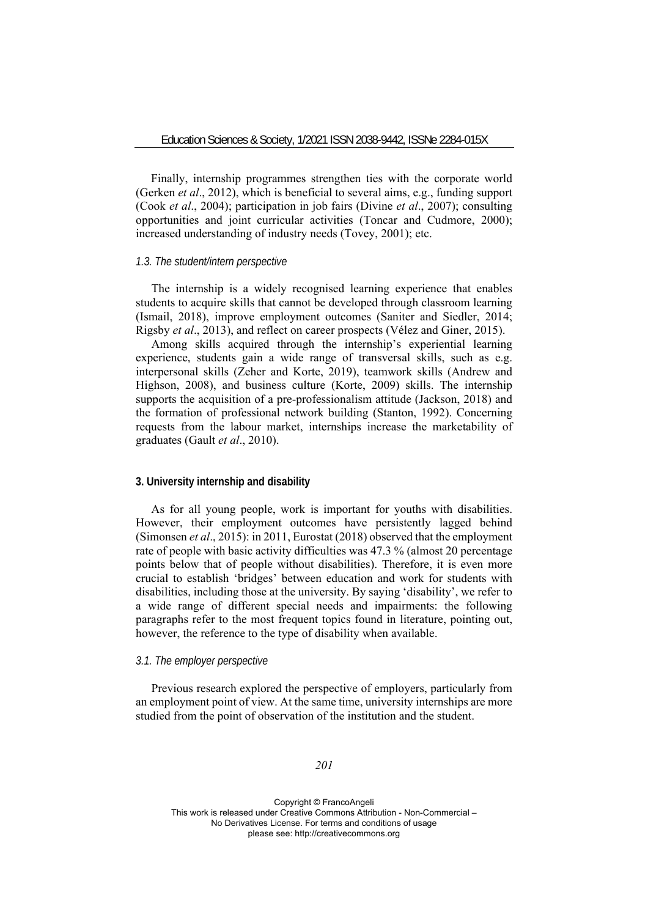Finally, internship programmes strengthen ties with the corporate world (Gerken *et al*., 2012), which is beneficial to several aims, e.g., funding support (Cook *et al*., 2004); participation in job fairs (Divine *et al*., 2007); consulting opportunities and joint curricular activities (Toncar and Cudmore, 2000); increased understanding of industry needs (Tovey, 2001); etc.

### *1.3. The student/intern perspective*

The internship is a widely recognised learning experience that enables students to acquire skills that cannot be developed through classroom learning (Ismail, 2018), improve employment outcomes (Saniter and Siedler, 2014; Rigsby *et al*., 2013), and reflect on career prospects (Vélez and Giner, 2015).

Among skills acquired through the internship's experiential learning experience, students gain a wide range of transversal skills, such as e.g. interpersonal skills (Zeher and Korte, 2019), teamwork skills (Andrew and Highson, 2008), and business culture (Korte, 2009) skills. The internship supports the acquisition of a pre-professionalism attitude (Jackson, 2018) and the formation of professional network building (Stanton, 1992). Concerning requests from the labour market, internships increase the marketability of graduates (Gault *et al*., 2010).

## 3. University internship and disability

As for all young people, work is important for youths with disabilities. However, their employment outcomes have persistently lagged behind (Simonsen *et al*., 2015): in 2011, Eurostat (2018) observed that the employment rate of people with basic activity difficulties was 47.3 % (almost 20 percentage points below that of people without disabilities). Therefore, it is even more crucial to establish 'bridges' between education and work for students with disabilities, including those at the university. By saying 'disability', we refer to a wide range of different special needs and impairments: the following paragraphs refer to the most frequent topics found in literature, pointing out, however, the reference to the type of disability when available.

### *3.1. The employer perspective*

Previous research explored the perspective of employers, particularly from an employment point of view. At the same time, university internships are more studied from the point of observation of the institution and the student.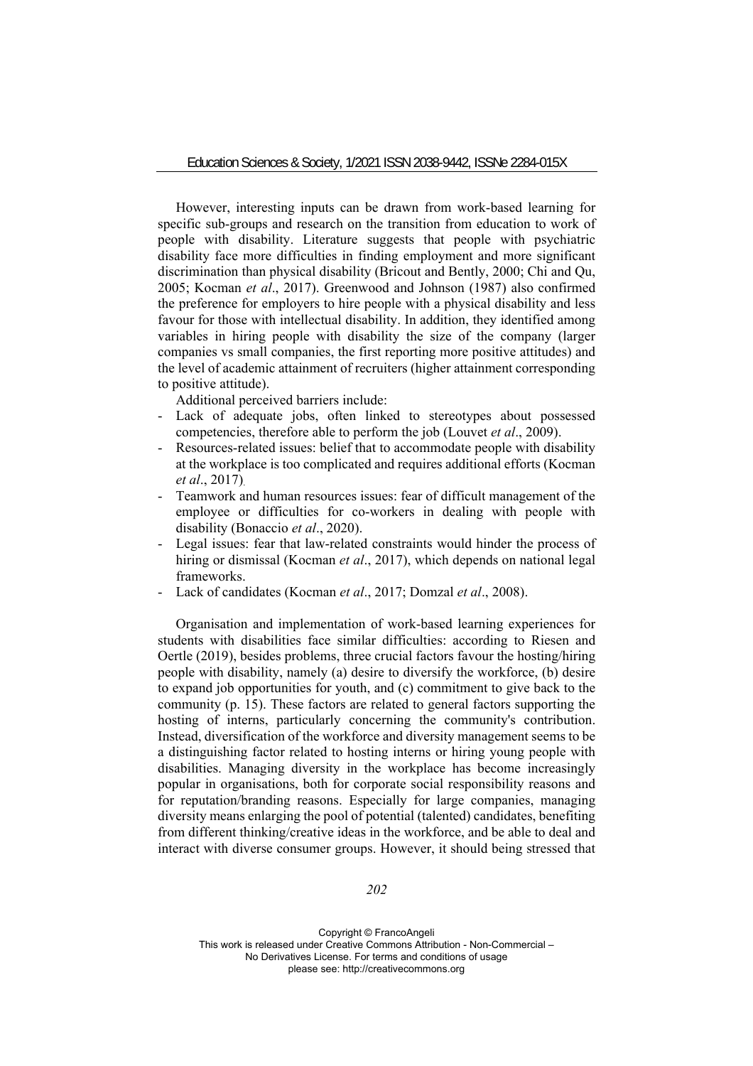However, interesting inputs can be drawn from work-based learning for specific sub-groups and research on the transition from education to work of people with disability. Literature suggests that people with psychiatric disability face more difficulties in finding employment and more significant discrimination than physical disability (Bricout and Bently, 2000; Chi and Qu, 2005; Kocman *et al*., 2017). Greenwood and Johnson (1987) also confirmed the preference for employers to hire people with a physical disability and less favour for those with intellectual disability. In addition, they identified among variables in hiring people with disability the size of the company (larger companies vs small companies, the first reporting more positive attitudes) and the level of academic attainment of recruiters (higher attainment corresponding to positive attitude).

Additional perceived barriers include:

- Lack of adequate jobs, often linked to stereotypes about possessed competencies, therefore able to perform the job (Louvet *et al*., 2009).
- Resources-related issues: belief that to accommodate people with disability at the workplace is too complicated and requires additional efforts (Kocman *et al*., 2017).
- Teamwork and human resources issues: fear of difficult management of the employee or difficulties for co-workers in dealing with people with disability (Bonaccio *et al*., 2020).
- Legal issues: fear that law-related constraints would hinder the process of hiring or dismissal (Kocman *et al*., 2017), which depends on national legal frameworks.
- Lack of candidates (Kocman *et al*., 2017; Domzal *et al*., 2008).

Organisation and implementation of work-based learning experiences for students with disabilities face similar difficulties: according to Riesen and Oertle (2019), besides problems, three crucial factors favour the hosting/hiring people with disability, namely (a) desire to diversify the workforce, (b) desire to expand job opportunities for youth, and (c) commitment to give back to the community (p. 15). These factors are related to general factors supporting the hosting of interns, particularly concerning the community's contribution. Instead, diversification of the workforce and diversity management seems to be a distinguishing factor related to hosting interns or hiring young people with disabilities. Managing diversity in the workplace has become increasingly popular in organisations, both for corporate social responsibility reasons and for reputation/branding reasons. Especially for large companies, managing diversity means enlarging the pool of potential (talented) candidates, benefiting from different thinking/creative ideas in the workforce, and be able to deal and interact with diverse consumer groups. However, it should being stressed that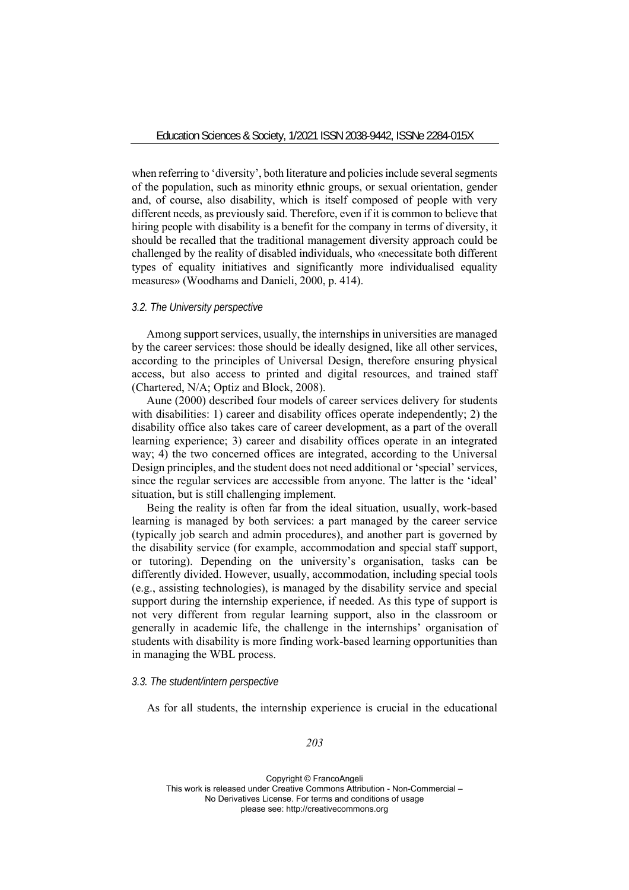when referring to 'diversity', both literature and policies include several segments of the population, such as minority ethnic groups, or sexual orientation, gender and, of course, also disability, which is itself composed of people with very different needs, as previously said. Therefore, even if it is common to believe that hiring people with disability is a benefit for the company in terms of diversity, it should be recalled that the traditional management diversity approach could be challenged by the reality of disabled individuals, who «necessitate both different types of equality initiatives and significantly more individualised equality measures» (Woodhams and Danieli, 2000, p. 414).

### *3.2. The University perspective*

Among support services, usually, the internships in universities are managed by the career services: those should be ideally designed, like all other services, according to the principles of Universal Design, therefore ensuring physical access, but also access to printed and digital resources, and trained staff (Chartered, N/A; Optiz and Block, 2008).

Aune (2000) described four models of career services delivery for students with disabilities: 1) career and disability offices operate independently; 2) the disability office also takes care of career development, as a part of the overall learning experience; 3) career and disability offices operate in an integrated way; 4) the two concerned offices are integrated, according to the Universal Design principles, and the student does not need additional or 'special' services, since the regular services are accessible from anyone. The latter is the 'ideal' situation, but is still challenging implement.

Being the reality is often far from the ideal situation, usually, work-based learning is managed by both services: a part managed by the career service (typically job search and admin procedures), and another part is governed by the disability service (for example, accommodation and special staff support, or tutoring). Depending on the university's organisation, tasks can be differently divided. However, usually, accommodation, including special tools (e.g., assisting technologies), is managed by the disability service and special support during the internship experience, if needed. As this type of support is not very different from regular learning support, also in the classroom or generally in academic life, the challenge in the internships' organisation of students with disability is more finding work-based learning opportunities than in managing the WBL process.

### *3.3. The student/intern perspective*

As for all students, the internship experience is crucial in the educational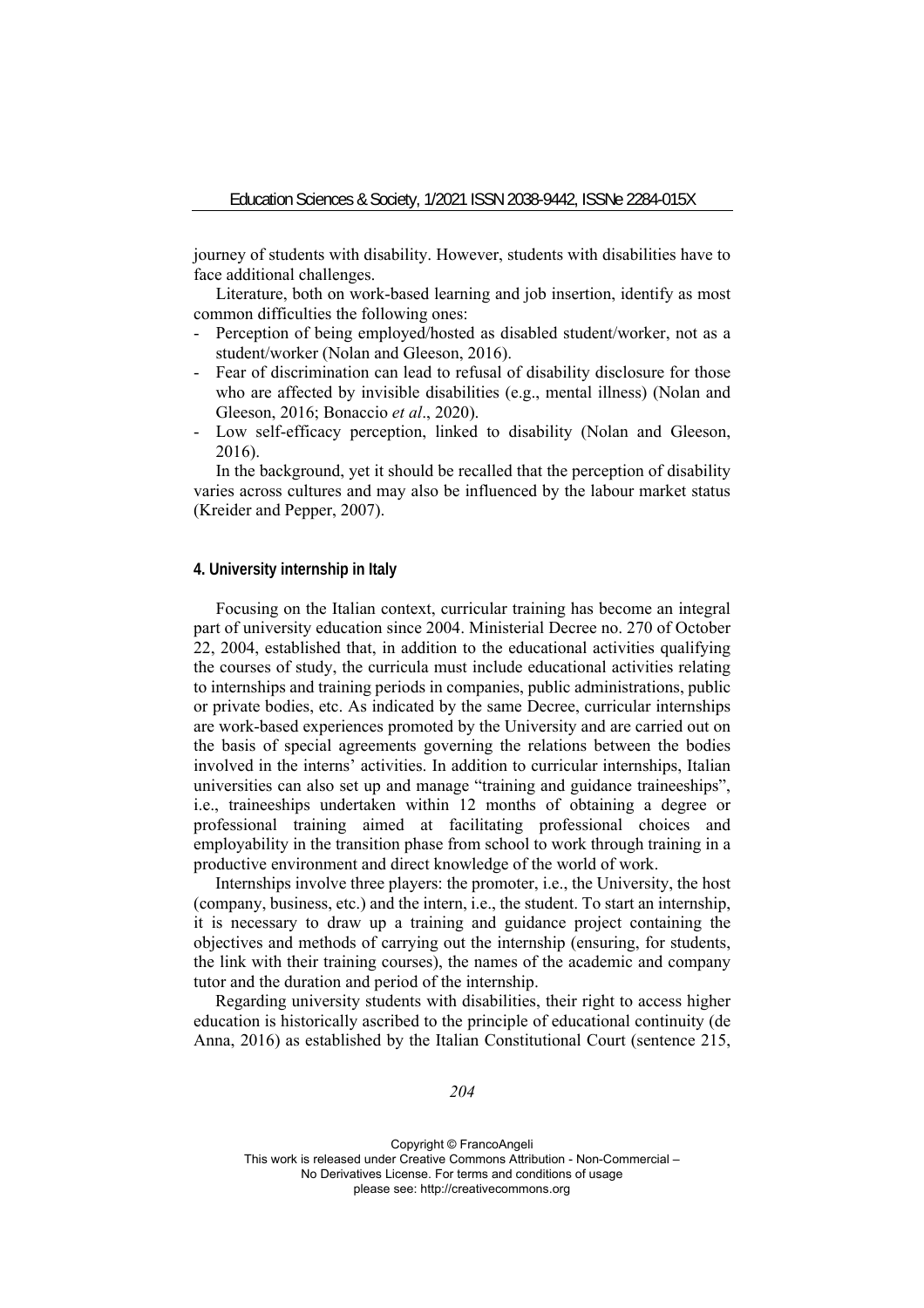journey of students with disability. However, students with disabilities have to face additional challenges.

Literature, both on work-based learning and job insertion, identify as most common difficulties the following ones:

- Perception of being employed/hosted as disabled student/worker, not as a student/worker (Nolan and Gleeson, 2016).
- Fear of discrimination can lead to refusal of disability disclosure for those who are affected by invisible disabilities (e.g., mental illness) (Nolan and Gleeson, 2016; Bonaccio *et al*., 2020).
- Low self-efficacy perception, linked to disability (Nolan and Gleeson, 2016).

In the background, yet it should be recalled that the perception of disability varies across cultures and may also be influenced by the labour market status (Kreider and Pepper, 2007).

## 4. University internship in Italy

Focusing on the Italian context, curricular training has become an integral part of university education since 2004. Ministerial Decree no. 270 of October 22, 2004, established that, in addition to the educational activities qualifying the courses of study, the curricula must include educational activities relating to internships and training periods in companies, public administrations, public or private bodies, etc. As indicated by the same Decree, curricular internships are work-based experiences promoted by the University and are carried out on the basis of special agreements governing the relations between the bodies involved in the interns' activities. In addition to curricular internships, Italian universities can also set up and manage "training and guidance traineeships", i.e., traineeships undertaken within 12 months of obtaining a degree or professional training aimed at facilitating professional choices and employability in the transition phase from school to work through training in a productive environment and direct knowledge of the world of work.

Internships involve three players: the promoter, i.e., the University, the host (company, business, etc.) and the intern, i.e., the student. To start an internship, it is necessary to draw up a training and guidance project containing the objectives and methods of carrying out the internship (ensuring, for students, the link with their training courses), the names of the academic and company tutor and the duration and period of the internship.

Regarding university students with disabilities, their right to access higher education is historically ascribed to the principle of educational continuity (de Anna, 2016) as established by the Italian Constitutional Court (sentence 215,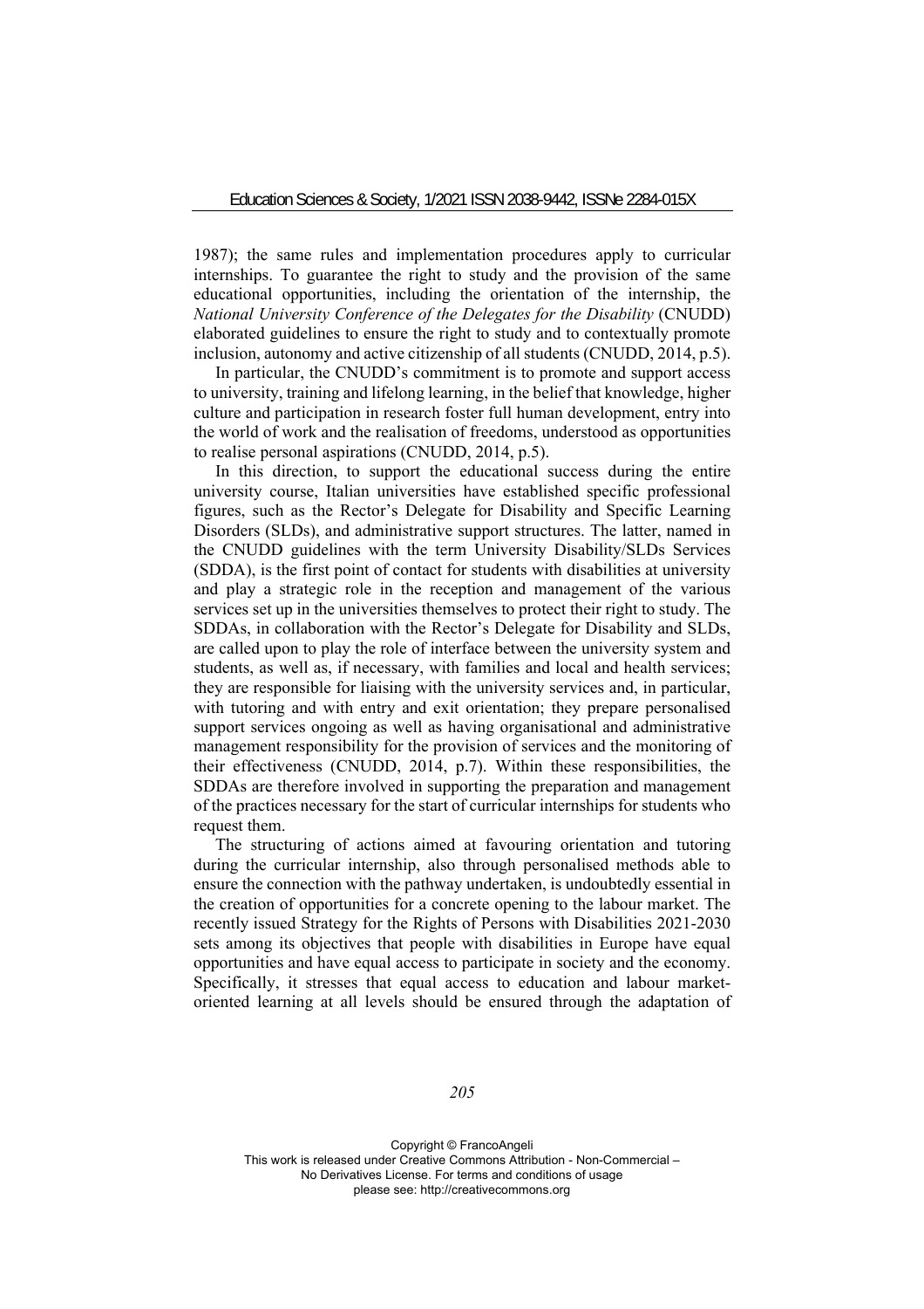1987); the same rules and implementation procedures apply to curricular internships. To guarantee the right to study and the provision of the same educational opportunities, including the orientation of the internship, the *National University Conference of the Delegates for the Disability* (CNUDD) elaborated guidelines to ensure the right to study and to contextually promote inclusion, autonomy and active citizenship of all students (CNUDD, 2014, p.5).

In particular, the CNUDD's commitment is to promote and support access to university, training and lifelong learning, in the belief that knowledge, higher culture and participation in research foster full human development, entry into the world of work and the realisation of freedoms, understood as opportunities to realise personal aspirations (CNUDD, 2014, p.5).

In this direction, to support the educational success during the entire university course, Italian universities have established specific professional figures, such as the Rector's Delegate for Disability and Specific Learning Disorders (SLDs), and administrative support structures. The latter, named in the CNUDD guidelines with the term University Disability/SLDs Services (SDDA), is the first point of contact for students with disabilities at university and play a strategic role in the reception and management of the various services set up in the universities themselves to protect their right to study. The SDDAs, in collaboration with the Rector's Delegate for Disability and SLDs, are called upon to play the role of interface between the university system and students, as well as, if necessary, with families and local and health services; they are responsible for liaising with the university services and, in particular, with tutoring and with entry and exit orientation; they prepare personalised support services ongoing as well as having organisational and administrative management responsibility for the provision of services and the monitoring of their effectiveness (CNUDD, 2014, p.7). Within these responsibilities, the SDDAs are therefore involved in supporting the preparation and management of the practices necessary for the start of curricular internships for students who request them.

The structuring of actions aimed at favouring orientation and tutoring during the curricular internship, also through personalised methods able to ensure the connection with the pathway undertaken, is undoubtedly essential in the creation of opportunities for a concrete opening to the labour market. The recently issued Strategy for the Rights of Persons with Disabilities 2021-2030 sets among its objectives that people with disabilities in Europe have equal opportunities and have equal access to participate in society and the economy. Specifically, it stresses that equal access to education and labour market-oriented learning at all levels should be ensured through the adaptation of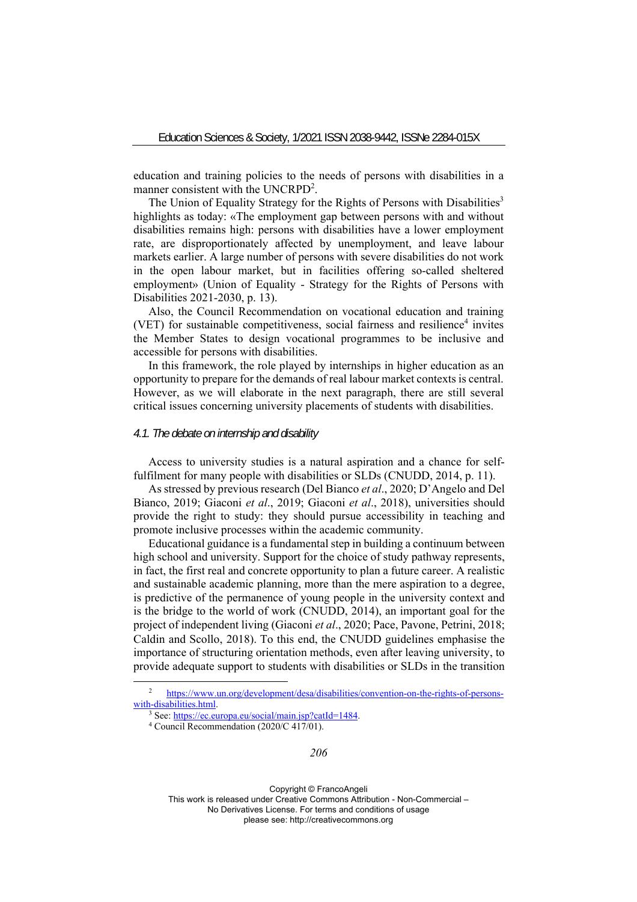education and training policies to the needs of persons with disabilities in a manner consistent with the UNCRPD[2].

The Union of Equality Strategy for the Rights of Persons with Disabilities[3] highlights as today: «The employment gap between persons with and without disabilities remains high: persons with disabilities have a lower employment rate, are disproportionately affected by unemployment, and leave labour markets earlier. A large number of persons with severe disabilities do not work in the open labour market, but in facilities offering so-called sheltered employment» (Union of Equality - Strategy for the Rights of Persons with Disabilities 2021-2030, p. 13).

Also, the Council Recommendation on vocational education and training (VET) for sustainable competitiveness, social fairness and resilience[4] invites the Member States to design vocational programmes to be inclusive and accessible for persons with disabilities.

In this framework, the role played by internships in higher education as an opportunity to prepare for the demands of real labour market contexts is central. However, as we will elaborate in the next paragraph, there are still several critical issues concerning university placements of students with disabilities.

### *4.1. The debate on internship and disability*

Access to university studies is a natural aspiration and a chance for self-fulfilment for many people with disabilities or SLDs (CNUDD, 2014, p. 11).

As stressed by previous research (Del Bianco *et al*., 2020; D'Angelo and Del Bianco, 2019; Giaconi *et al*., 2019; Giaconi *et al*., 2018), universities should provide the right to study: they should pursue accessibility in teaching and promote inclusive processes within the academic community.

Educational guidance is a fundamental step in building a continuum between high school and university. Support for the choice of study pathway represents, in fact, the first real and concrete opportunity to plan a future career. A realistic and sustainable academic planning, more than the mere aspiration to a degree, is predictive of the permanence of young people in the university context and is the bridge to the world of work (CNUDD, 2014), an important goal for the project of independent living (Giaconi *et al*., 2020; Pace, Pavone, Petrini, 2018; Caldin and Scollo, 2018). To this end, the CNUDD guidelines emphasise the importance of structuring orientation methods, even after leaving university, to provide adequate support to students with disabilities or SLDs in the transition

---

[2] https://www.un.org/development/desa/disabilities/convention-on-the-rights-of-persons-with-disabilities.html.

[3] See: https://ec.europa.eu/social/main.jsp?catId=1484.

[4] Council Recommendation (2020/C 417/01).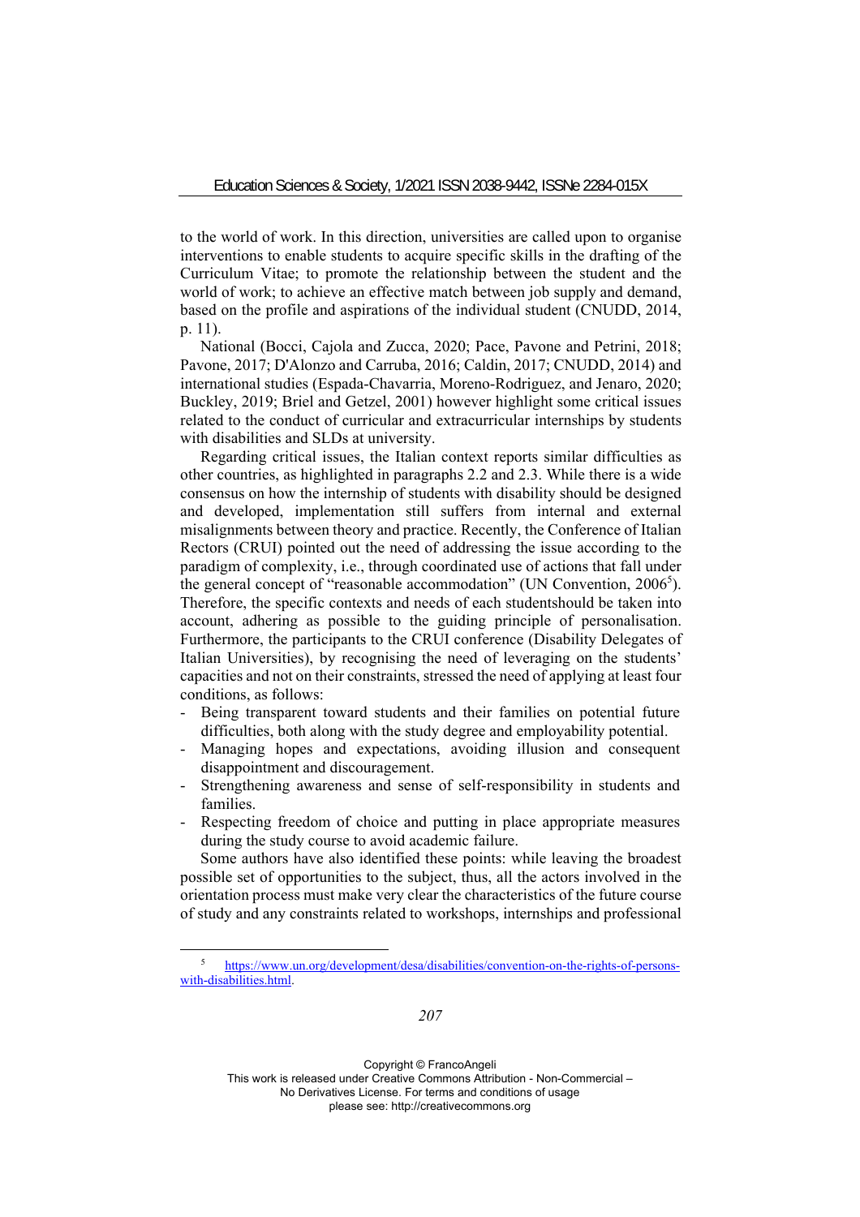to the world of work. In this direction, universities are called upon to organise interventions to enable students to acquire specific skills in the drafting of the Curriculum Vitae; to promote the relationship between the student and the world of work; to achieve an effective match between job supply and demand, based on the profile and aspirations of the individual student (CNUDD, 2014, p. 11).

National (Bocci, Cajola and Zucca, 2020; Pace, Pavone and Petrini, 2018; Pavone, 2017; D'Alonzo and Carruba, 2016; Caldin, 2017; CNUDD, 2014) and international studies (Espada-Chavarria, Moreno-Rodriguez, and Jenaro, 2020; Buckley, 2019; Briel and Getzel, 2001) however highlight some critical issues related to the conduct of curricular and extracurricular internships by students with disabilities and SLDs at university.

Regarding critical issues, the Italian context reports similar difficulties as other countries, as highlighted in paragraphs 2.2 and 2.3. While there is a wide consensus on how the internship of students with disability should be designed and developed, implementation still suffers from internal and external misalignments between theory and practice. Recently, the Conference of Italian Rectors (CRUI) pointed out the need of addressing the issue according to the paradigm of complexity, i.e., through coordinated use of actions that fall under the general concept of "reasonable accommodation" (UN Convention, 2006[5]). Therefore, the specific contexts and needs of each studentshould be taken into account, adhering as possible to the guiding principle of personalisation. Furthermore, the participants to the CRUI conference (Disability Delegates of Italian Universities), by recognising the need of leveraging on the students' capacities and not on their constraints, stressed the need of applying at least four conditions, as follows:

- Being transparent toward students and their families on potential future difficulties, both along with the study degree and employability potential.
- Managing hopes and expectations, avoiding illusion and consequent disappointment and discouragement.
- Strengthening awareness and sense of self-responsibility in students and families.
- Respecting freedom of choice and putting in place appropriate measures during the study course to avoid academic failure.

Some authors have also identified these points: while leaving the broadest possible set of opportunities to the subject, thus, all the actors involved in the orientation process must make very clear the characteristics of the future course of study and any constraints related to workshops, internships and professional

[5] https://www.un.org/development/desa/disabilities/convention-on-the-rights-of-persons-with-disabilities.html.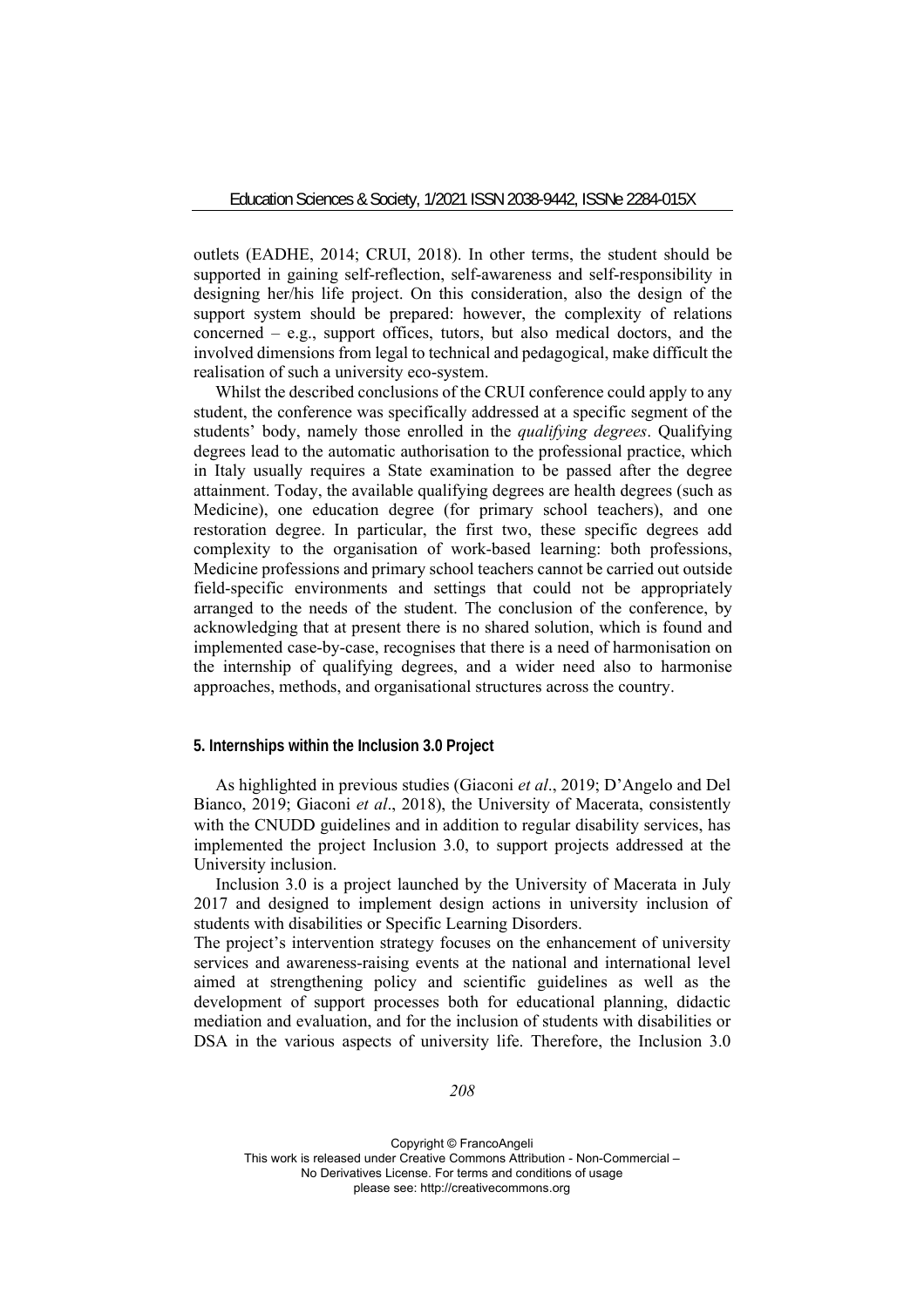outlets (EADHE, 2014; CRUI, 2018). In other terms, the student should be supported in gaining self-reflection, self-awareness and self-responsibility in designing her/his life project. On this consideration, also the design of the support system should be prepared: however, the complexity of relations concerned – e.g., support offices, tutors, but also medical doctors, and the involved dimensions from legal to technical and pedagogical, make difficult the realisation of such a university eco-system.

Whilst the described conclusions of the CRUI conference could apply to any student, the conference was specifically addressed at a specific segment of the students' body, namely those enrolled in the *qualifying degrees*. Qualifying degrees lead to the automatic authorisation to the professional practice, which in Italy usually requires a State examination to be passed after the degree attainment. Today, the available qualifying degrees are health degrees (such as Medicine), one education degree (for primary school teachers), and one restoration degree. In particular, the first two, these specific degrees add complexity to the organisation of work-based learning: both professions, Medicine professions and primary school teachers cannot be carried out outside field-specific environments and settings that could not be appropriately arranged to the needs of the student. The conclusion of the conference, by acknowledging that at present there is no shared solution, which is found and implemented case-by-case, recognises that there is a need of harmonisation on the internship of qualifying degrees, and a wider need also to harmonise approaches, methods, and organisational structures across the country.

## 5. Internships within the Inclusion 3.0 Project

As highlighted in previous studies (Giaconi *et al*., 2019; D'Angelo and Del Bianco, 2019; Giaconi *et al*., 2018), the University of Macerata, consistently with the CNUDD guidelines and in addition to regular disability services, has implemented the project Inclusion 3.0, to support projects addressed at the University inclusion.

Inclusion 3.0 is a project launched by the University of Macerata in July 2017 and designed to implement design actions in university inclusion of students with disabilities or Specific Learning Disorders.

The project's intervention strategy focuses on the enhancement of university services and awareness-raising events at the national and international level aimed at strengthening policy and scientific guidelines as well as the development of support processes both for educational planning, didactic mediation and evaluation, and for the inclusion of students with disabilities or DSA in the various aspects of university life. Therefore, the Inclusion 3.0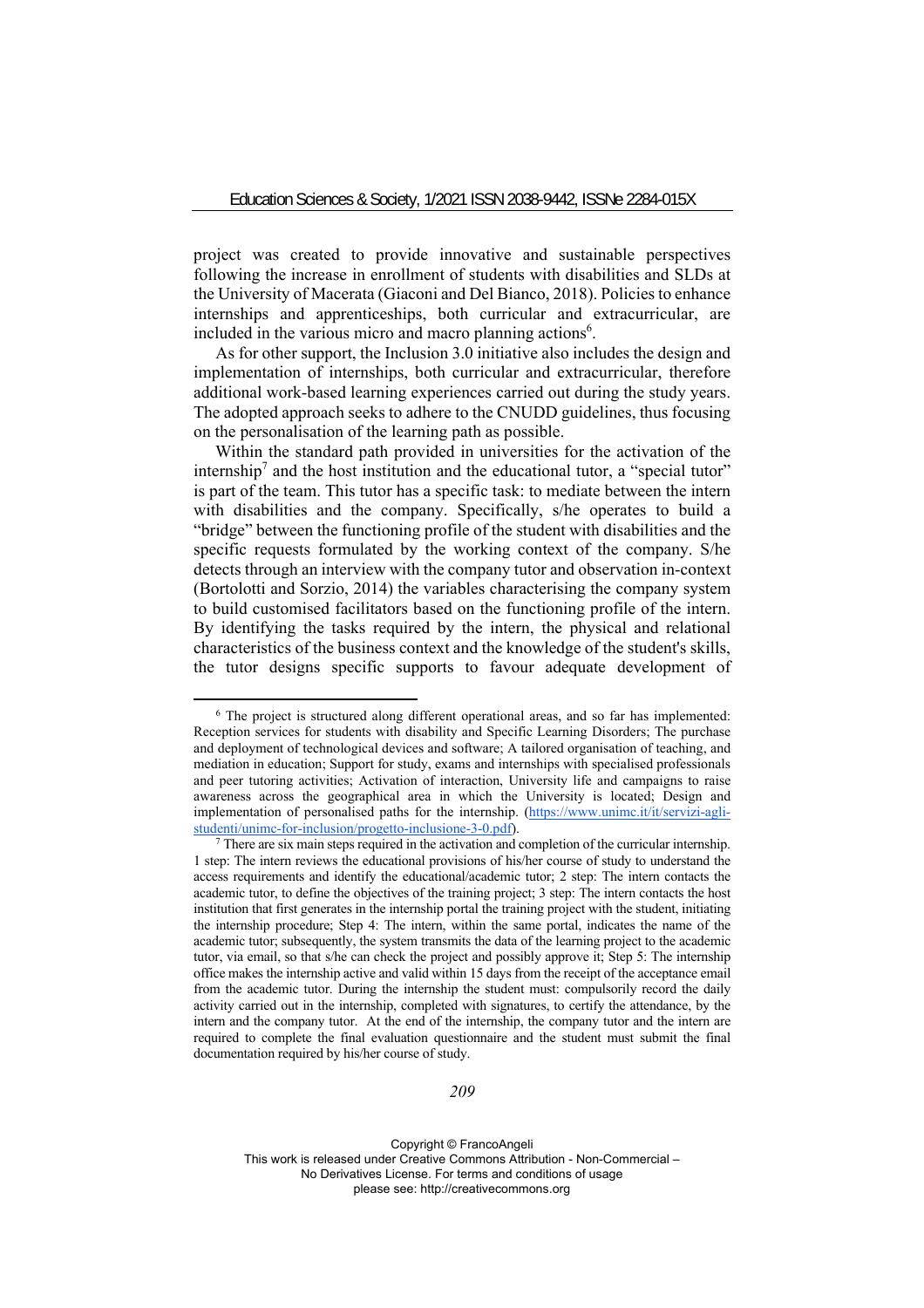project was created to provide innovative and sustainable perspectives following the increase in enrollment of students with disabilities and SLDs at the University of Macerata (Giaconi and Del Bianco, 2018). Policies to enhance internships and apprenticeships, both curricular and extracurricular, are included in the various micro and macro planning actions[6].

As for other support, the Inclusion 3.0 initiative also includes the design and implementation of internships, both curricular and extracurricular, therefore additional work-based learning experiences carried out during the study years. The adopted approach seeks to adhere to the CNUDD guidelines, thus focusing on the personalisation of the learning path as possible.

Within the standard path provided in universities for the activation of the internship[7] and the host institution and the educational tutor, a "special tutor" is part of the team. This tutor has a specific task: to mediate between the intern with disabilities and the company. Specifically, s/he operates to build a "bridge" between the functioning profile of the student with disabilities and the specific requests formulated by the working context of the company. S/he detects through an interview with the company tutor and observation in-context (Bortolotti and Sorzio, 2014) the variables characterising the company system to build customised facilitators based on the functioning profile of the intern. By identifying the tasks required by the intern, the physical and relational characteristics of the business context and the knowledge of the student's skills, the tutor designs specific supports to favour adequate development of

---

[6] The project is structured along different operational areas, and so far has implemented: Reception services for students with disability and Specific Learning Disorders; The purchase and deployment of technological devices and software; A tailored organisation of teaching, and mediation in education; Support for study, exams and internships with specialised professionals and peer tutoring activities; Activation of interaction, University life and campaigns to raise awareness across the geographical area in which the University is located; Design and implementation of personalised paths for the internship. (https://www.unimc.it/it/servizi-agli-studenti/unimc-for-inclusion/progetto-inclusione-3-0.pdf).

[7] There are six main steps required in the activation and completion of the curricular internship. 1 step: The intern reviews the educational provisions of his/her course of study to understand the access requirements and identify the educational/academic tutor; 2 step: The intern contacts the academic tutor, to define the objectives of the training project; 3 step: The intern contacts the host institution that first generates in the internship portal the training project with the student, initiating the internship procedure; Step 4: The intern, within the same portal, indicates the name of the academic tutor; subsequently, the system transmits the data of the learning project to the academic tutor, via email, so that s/he can check the project and possibly approve it; Step 5: The internship office makes the internship active and valid within 15 days from the receipt of the acceptance email from the academic tutor. During the internship the student must: compulsorily record the daily activity carried out in the internship, completed with signatures, to certify the attendance, by the intern and the company tutor. At the end of the internship, the company tutor and the intern are required to complete the final evaluation questionnaire and the student must submit the final documentation required by his/her course of study.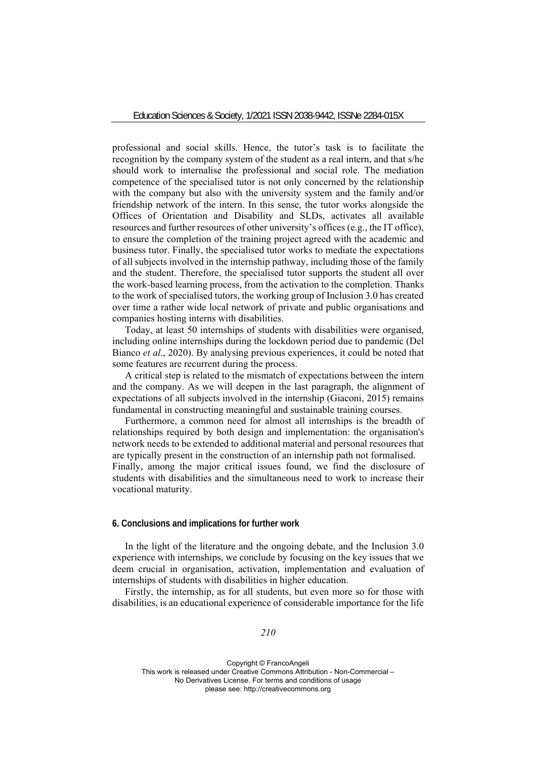professional and social skills. Hence, the tutor's task is to facilitate the recognition by the company system of the student as a real intern, and that s/he should work to internalise the professional and social role. The mediation competence of the specialised tutor is not only concerned by the relationship with the company but also with the university system and the family and/or friendship network of the intern. In this sense, the tutor works alongside the Offices of Orientation and Disability and SLDs, activates all available resources and further resources of other university's offices (e.g., the IT office), to ensure the completion of the training project agreed with the academic and business tutor. Finally, the specialised tutor works to mediate the expectations of all subjects involved in the internship pathway, including those of the family and the student. Therefore, the specialised tutor supports the student all over the work-based learning process, from the activation to the completion. Thanks to the work of specialised tutors, the working group of Inclusion 3.0 has created over time a rather wide local network of private and public organisations and companies hosting interns with disabilities.

Today, at least 50 internships of students with disabilities were organised, including online internships during the lockdown period due to pandemic (Del Bianco *et al*., 2020). By analysing previous experiences, it could be noted that some features are recurrent during the process.

A critical step is related to the mismatch of expectations between the intern and the company. As we will deepen in the last paragraph, the alignment of expectations of all subjects involved in the internship (Giaconi, 2015) remains fundamental in constructing meaningful and sustainable training courses.

Furthermore, a common need for almost all internships is the breadth of relationships required by both design and implementation: the organisation's network needs to be extended to additional material and personal resources that are typically present in the construction of an internship path not formalised.
Finally, among the major critical issues found, we find the disclosure of students with disabilities and the simultaneous need to work to increase their vocational maturity.

## 6. Conclusions and implications for further work

In the light of the literature and the ongoing debate, and the Inclusion 3.0 experience with internships, we conclude by focusing on the key issues that we deem crucial in organisation, activation, implementation and evaluation of internships of students with disabilities in higher education.

Firstly, the internship, as for all students, but even more so for those with disabilities, is an educational experience of considerable importance for the life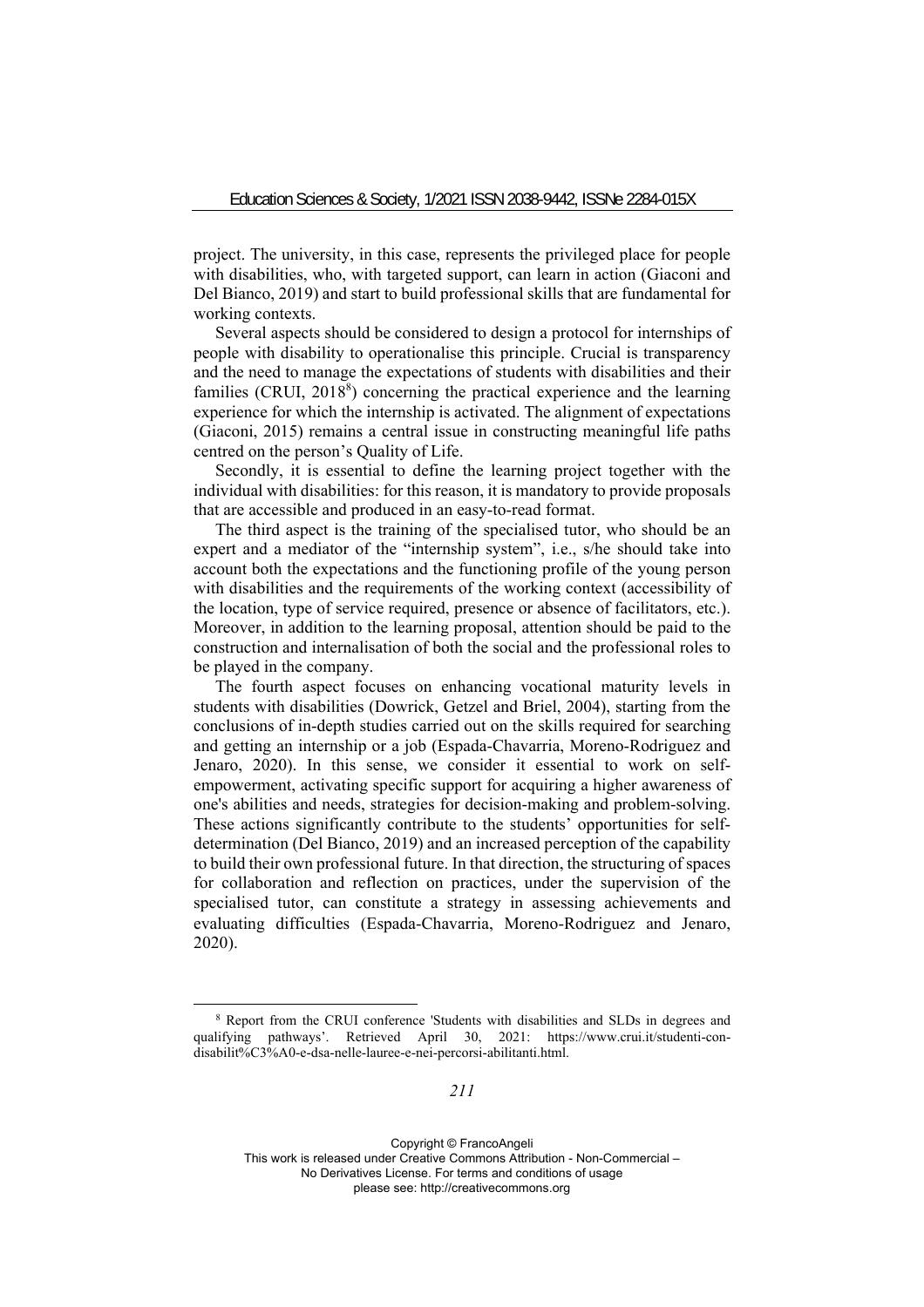project. The university, in this case, represents the privileged place for people with disabilities, who, with targeted support, can learn in action (Giaconi and Del Bianco, 2019) and start to build professional skills that are fundamental for working contexts.

Several aspects should be considered to design a protocol for internships of people with disability to operationalise this principle. Crucial is transparency and the need to manage the expectations of students with disabilities and their families (CRUI, 2018[8]) concerning the practical experience and the learning experience for which the internship is activated. The alignment of expectations (Giaconi, 2015) remains a central issue in constructing meaningful life paths centred on the person's Quality of Life.

Secondly, it is essential to define the learning project together with the individual with disabilities: for this reason, it is mandatory to provide proposals that are accessible and produced in an easy-to-read format.

The third aspect is the training of the specialised tutor, who should be an expert and a mediator of the "internship system", i.e., s/he should take into account both the expectations and the functioning profile of the young person with disabilities and the requirements of the working context (accessibility of the location, type of service required, presence or absence of facilitators, etc.). Moreover, in addition to the learning proposal, attention should be paid to the construction and internalisation of both the social and the professional roles to be played in the company.

The fourth aspect focuses on enhancing vocational maturity levels in students with disabilities (Dowrick, Getzel and Briel, 2004), starting from the conclusions of in-depth studies carried out on the skills required for searching and getting an internship or a job (Espada-Chavarria, Moreno-Rodriguez and Jenaro, 2020). In this sense, we consider it essential to work on self-empowerment, activating specific support for acquiring a higher awareness of one's abilities and needs, strategies for decision-making and problem-solving. These actions significantly contribute to the students' opportunities for self-determination (Del Bianco, 2019) and an increased perception of the capability to build their own professional future. In that direction, the structuring of spaces for collaboration and reflection on practices, under the supervision of the specialised tutor, can constitute a strategy in assessing achievements and evaluating difficulties (Espada-Chavarria, Moreno-Rodriguez and Jenaro, 2020).

[8] Report from the CRUI conference 'Students with disabilities and SLDs in degrees and qualifying pathways'. Retrieved April 30, 2021: https://www.crui.it/studenti-con-disabilit%C3%A0-e-dsa-nelle-lauree-e-nei-percorsi-abilitanti.html.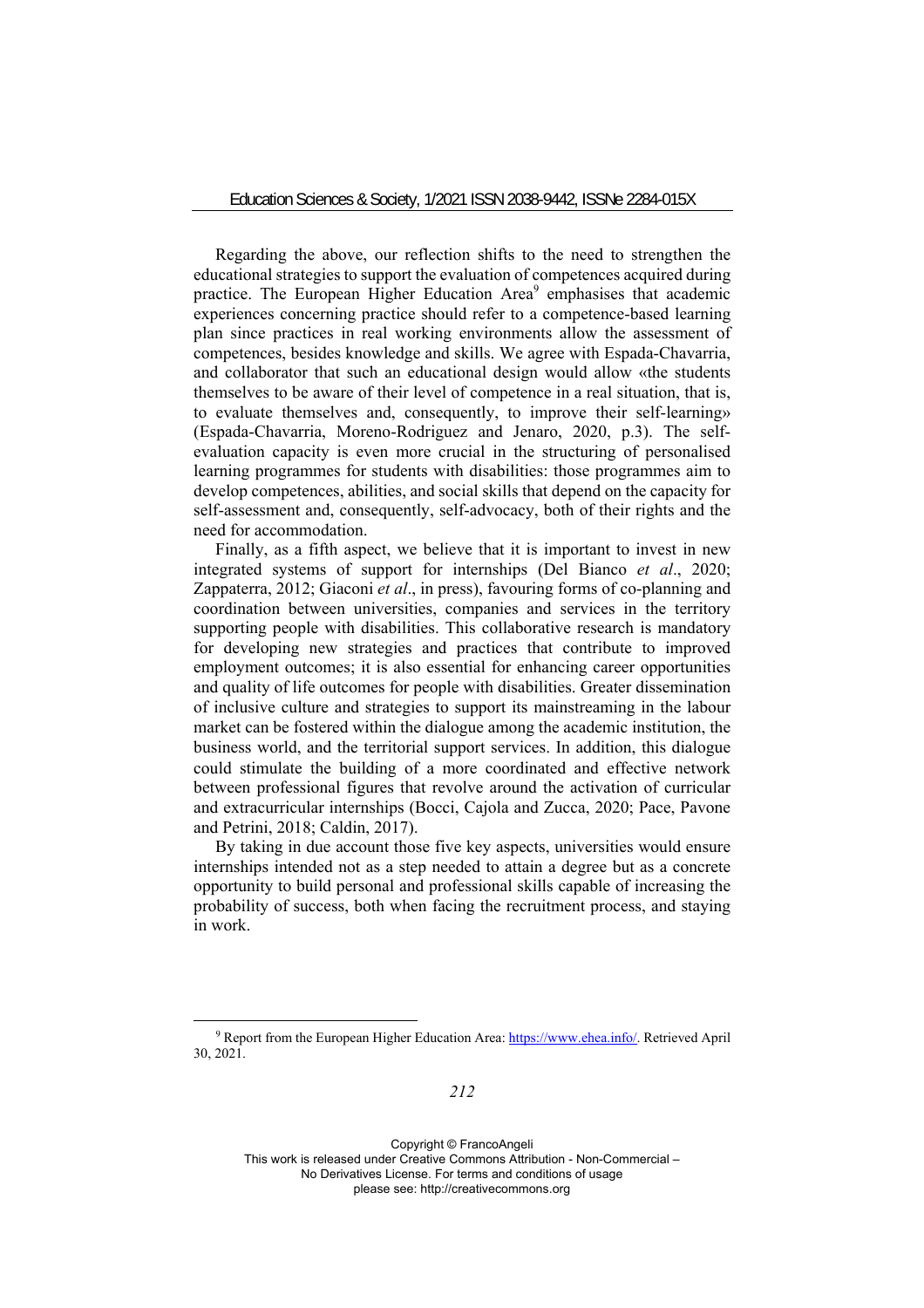Regarding the above, our reflection shifts to the need to strengthen the educational strategies to support the evaluation of competences acquired during practice. The European Higher Education Area[9] emphasises that academic experiences concerning practice should refer to a competence-based learning plan since practices in real working environments allow the assessment of competences, besides knowledge and skills. We agree with Espada-Chavarria, and collaborator that such an educational design would allow «the students themselves to be aware of their level of competence in a real situation, that is, to evaluate themselves and, consequently, to improve their self-learning» (Espada-Chavarria, Moreno-Rodriguez and Jenaro, 2020, p.3). The self-evaluation capacity is even more crucial in the structuring of personalised learning programmes for students with disabilities: those programmes aim to develop competences, abilities, and social skills that depend on the capacity for self-assessment and, consequently, self-advocacy, both of their rights and the need for accommodation.

Finally, as a fifth aspect, we believe that it is important to invest in new integrated systems of support for internships (Del Bianco *et al*., 2020; Zappaterra, 2012; Giaconi *et al*., in press), favouring forms of co-planning and coordination between universities, companies and services in the territory supporting people with disabilities. This collaborative research is mandatory for developing new strategies and practices that contribute to improved employment outcomes; it is also essential for enhancing career opportunities and quality of life outcomes for people with disabilities. Greater dissemination of inclusive culture and strategies to support its mainstreaming in the labour market can be fostered within the dialogue among the academic institution, the business world, and the territorial support services. In addition, this dialogue could stimulate the building of a more coordinated and effective network between professional figures that revolve around the activation of curricular and extracurricular internships (Bocci, Cajola and Zucca, 2020; Pace, Pavone and Petrini, 2018; Caldin, 2017).

By taking in due account those five key aspects, universities would ensure internships intended not as a step needed to attain a degree but as a concrete opportunity to build personal and professional skills capable of increasing the probability of success, both when facing the recruitment process, and staying in work.

[9] Report from the European Higher Education Area: https://www.ehea.info/. Retrieved April 30, 2021.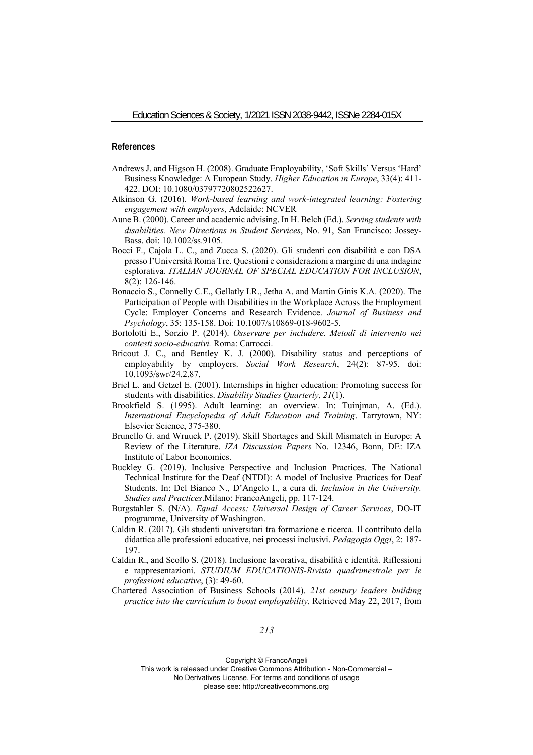## References

Andrews J. and Higson H. (2008). Graduate Employability, 'Soft Skills' Versus 'Hard' Business Knowledge: A European Study. *Higher Education in Europe*, 33(4): 411-422. DOI: 10.1080/03797720802522627.

Atkinson G. (2016). *Work-based learning and work-integrated learning: Fostering engagement with employers*, Adelaide: NCVER

Aune B. (2000). Career and academic advising. In H. Belch (Ed.). *Serving students with disabilities. New Directions in Student Services*, No. 91, San Francisco: Jossey-Bass. doi: 10.1002/ss.9105.

Bocci F., Cajola L. C., and Zucca S. (2020). Gli studenti con disabilità e con DSA presso l'Università Roma Tre. Questioni e considerazioni a margine di una indagine esplorativa. *ITALIAN JOURNAL OF SPECIAL EDUCATION FOR INCLUSION*, 8(2): 126-146.

Bonaccio S., Connelly C.E., Gellatly I.R., Jetha A. and Martin Ginis K.A. (2020). The Participation of People with Disabilities in the Workplace Across the Employment Cycle: Employer Concerns and Research Evidence. *Journal of Business and Psychology*, 35: 135-158. Doi: 10.1007/s10869-018-9602-5.

Bortolotti E., Sorzio P. (2014). *Osservare per includere. Metodi di intervento nei contesti socio-educativi.* Roma: Carrocci.

Bricout J. C., and Bentley K. J. (2000). Disability status and perceptions of employability by employers. *Social Work Research*, 24(2): 87-95. doi: 10.1093/swr/24.2.87.

Briel L. and Getzel E. (2001). Internships in higher education: Promoting success for students with disabilities. *Disability Studies Quarterly*, *21*(1).

Brookfield S. (1995). Adult learning: an overview. In: Tuinjman, A. (Ed.). *International Encyclopedia of Adult Education and Training*. Tarrytown, NY: Elsevier Science, 375-380.

Brunello G. and Wruuck P. (2019). Skill Shortages and Skill Mismatch in Europe: A Review of the Literature. *IZA Discussion Papers* No. 12346, Bonn, DE: IZA Institute of Labor Economics.

Buckley G. (2019). Inclusive Perspective and Inclusion Practices. The National Technical Institute for the Deaf (NTDI): A model of Inclusive Practices for Deaf Students. In: Del Bianco N., D'Angelo I., a cura di. *Inclusion in the University. Studies and Practices*.Milano: FrancoAngeli, pp. 117-124.

Burgstahler S. (N/A). *Equal Access: Universal Design of Career Services*, DO-IT programme, University of Washington.

Caldin R. (2017). Gli studenti universitari tra formazione e ricerca. Il contributo della didattica alle professioni educative, nei processi inclusivi. *Pedagogia Oggi*, 2: 187-197.

Caldin R., and Scollo S. (2018). Inclusione lavorativa, disabilità e identità. Riflessioni e rappresentazioni. *STUDIUM EDUCATIONIS-Rivista quadrimestrale per le professioni educative*, (3): 49-60.

Chartered Association of Business Schools (2014). *21st century leaders building practice into the curriculum to boost employability*. Retrieved May 22, 2017, from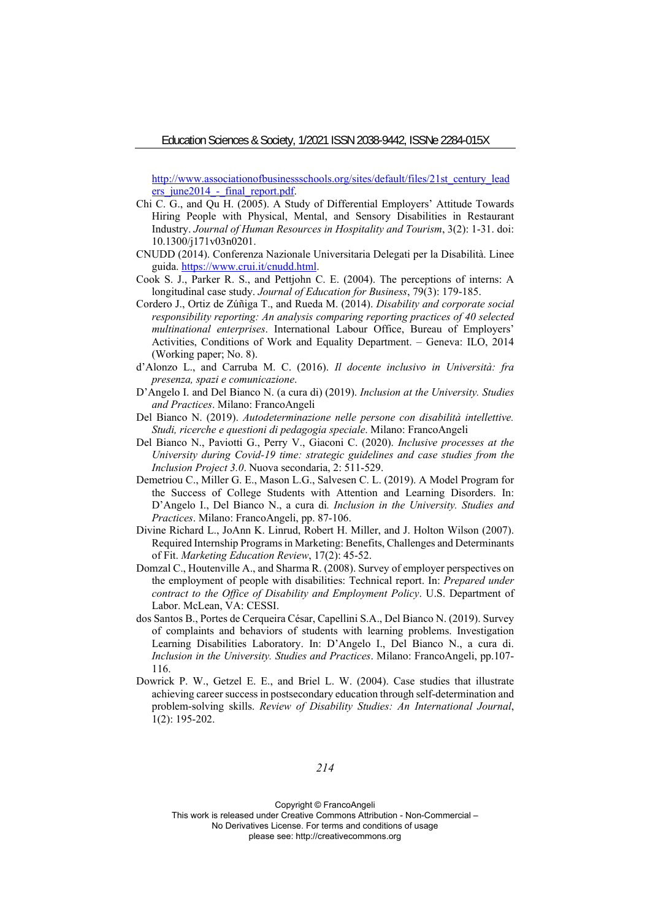http://www.associationofbusinessschools.org/sites/default/files/21st_century_leaders_june2014_-_final_report.pdf.

Chi C. G., and Qu H. (2005). A Study of Differential Employers' Attitude Towards Hiring People with Physical, Mental, and Sensory Disabilities in Restaurant Industry. *Journal of Human Resources in Hospitality and Tourism*, 3(2): 1-31. doi: 10.1300/j171v03n0201.

CNUDD (2014). Conferenza Nazionale Universitaria Delegati per la Disabilità. Linee guida. https://www.crui.it/cnudd.html.

Cook S. J., Parker R. S., and Pettjohn C. E. (2004). The perceptions of interns: A longitudinal case study. *Journal of Education for Business*, 79(3): 179-185.

Cordero J., Ortiz de Zúñiga T., and Rueda M. (2014). *Disability and corporate social responsibility reporting: An analysis comparing reporting practices of 40 selected multinational enterprises*. International Labour Office, Bureau of Employers' Activities, Conditions of Work and Equality Department. – Geneva: ILO, 2014 (Working paper; No. 8).

d'Alonzo L., and Carruba M. C. (2016). *Il docente inclusivo in Università: fra presenza, spazi e comunicazione*.

D'Angelo I. and Del Bianco N. (a cura di) (2019). *Inclusion at the University. Studies and Practices*. Milano: FrancoAngeli

Del Bianco N. (2019). *Autodeterminazione nelle persone con disabilità intellettive. Studi, ricerche e questioni di pedagogia speciale*. Milano: FrancoAngeli

Del Bianco N., Paviotti G., Perry V., Giaconi C. (2020). *Inclusive processes at the University during Covid-19 time: strategic guidelines and case studies from the Inclusion Project 3.0*. Nuova secondaria, 2: 511-529.

Demetriou C., Miller G. E., Mason L.G., Salvesen C. L. (2019). A Model Program for the Success of College Students with Attention and Learning Disorders. In: D'Angelo I., Del Bianco N., a cura di. *Inclusion in the University. Studies and Practices*. Milano: FrancoAngeli, pp. 87-106.

Divine Richard L., JoAnn K. Linrud, Robert H. Miller, and J. Holton Wilson (2007). Required Internship Programs in Marketing: Benefits, Challenges and Determinants of Fit. *Marketing Education Review*, 17(2): 45-52.

Domzal C., Houtenville A., and Sharma R. (2008). Survey of employer perspectives on the employment of people with disabilities: Technical report. In: *Prepared under contract to the Office of Disability and Employment Policy*. U.S. Department of Labor. McLean, VA: CESSI.

dos Santos B., Portes de Cerqueira César, Capellini S.A., Del Bianco N. (2019). Survey of complaints and behaviors of students with learning problems. Investigation Learning Disabilities Laboratory. In: D'Angelo I., Del Bianco N., a cura di. *Inclusion in the University. Studies and Practices*. Milano: FrancoAngeli, pp.107-116.

Dowrick P. W., Getzel E. E., and Briel L. W. (2004). Case studies that illustrate achieving career success in postsecondary education through self-determination and problem-solving skills. *Review of Disability Studies: An International Journal*, 1(2): 195-202.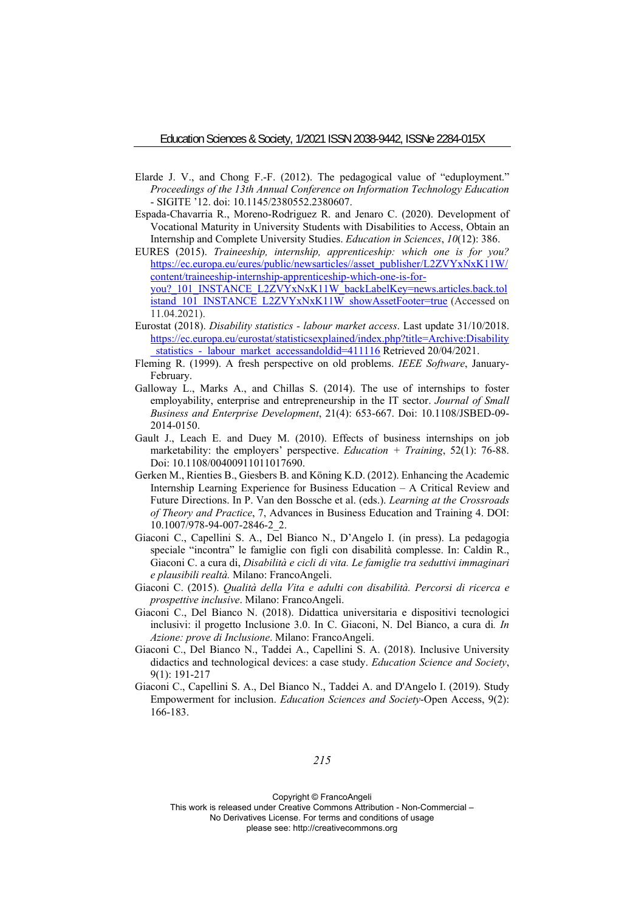Elarde J. V., and Chong F.-F. (2012). The pedagogical value of "eduployment." *Proceedings of the 13th Annual Conference on Information Technology Education* - SIGITE '12. doi: 10.1145/2380552.2380607.

Espada-Chavarria R., Moreno-Rodriguez R. and Jenaro C. (2020). Development of Vocational Maturity in University Students with Disabilities to Access, Obtain an Internship and Complete University Studies. *Education in Sciences*, *10*(12): 386.

EURES (2015). *Traineeship, internship, apprenticeship: which one is for you?* https://ec.europa.eu/eures/public/newsarticles//asset_publisher/L2ZVYxNxK11W/content/traineeship-internship-apprenticeship-which-one-is-for-you?_101_INSTANCE_L2ZVYxNxK11W_backLabelKey=news.articles.back.tolistand_101_INSTANCE_L2ZVYxNxK11W_showAssetFooter=true (Accessed on 11.04.2021).

Eurostat (2018). *Disability statistics - labour market access*. Last update 31/10/2018. https://ec.europa.eu/eurostat/statisticsexplained/index.php?title=Archive:Disability_statistics_-_labour_market_accessandoldid=411116 Retrieved 20/04/2021.

Fleming R. (1999). A fresh perspective on old problems. *IEEE Software*, January-February.

Galloway L., Marks A., and Chillas S. (2014). The use of internships to foster employability, enterprise and entrepreneurship in the IT sector. *Journal of Small Business and Enterprise Development*, 21(4): 653-667. Doi: 10.1108/JSBED-09-2014-0150.

Gault J., Leach E. and Duey M. (2010). Effects of business internships on job marketability: the employers' perspective. *Education + Training*, 52(1): 76-88. Doi: 10.1108/00400911011017690.

Gerken M., Rienties B., Giesbers B. and Köning K.D. (2012). Enhancing the Academic Internship Learning Experience for Business Education – A Critical Review and Future Directions. In P. Van den Bossche et al. (eds.). *Learning at the Crossroads of Theory and Practice*, 7, Advances in Business Education and Training 4. DOI: 10.1007/978-94-007-2846-2_2.

Giaconi C., Capellini S. A., Del Bianco N., D'Angelo I. (in press). La pedagogia speciale "incontra" le famiglie con figli con disabilità complesse. In: Caldin R., Giaconi C. a cura di, *Disabilità e cicli di vita. Le famiglie tra seduttivi immaginari e plausibili realtà.* Milano: FrancoAngeli.

Giaconi C. (2015). *Qualità della Vita e adulti con disabilità. Percorsi di ricerca e prospettive inclusive*. Milano: FrancoAngeli.

Giaconi C., Del Bianco N. (2018). Didattica universitaria e dispositivi tecnologici inclusivi: il progetto Inclusione 3.0. In C. Giaconi, N. Del Bianco, a cura di*. In Azione: prove di Inclusione*. Milano: FrancoAngeli.

Giaconi C., Del Bianco N., Taddei A., Capellini S. A. (2018). Inclusive University didactics and technological devices: a case study. *Education Science and Society*, 9(1): 191-217

Giaconi C., Capellini S. A., Del Bianco N., Taddei A. and D'Angelo I. (2019). Study Empowerment for inclusion. *Education Sciences and Society*-Open Access, 9(2): 166-183.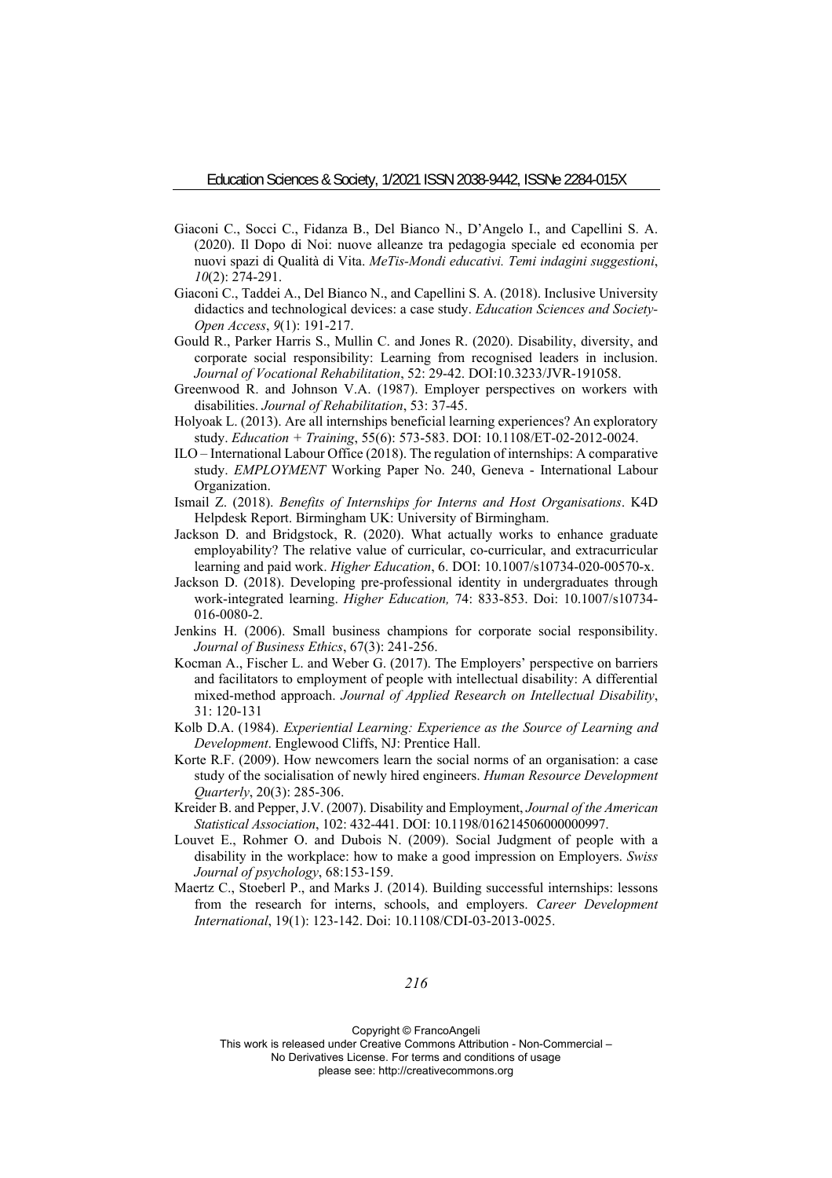Giaconi C., Socci C., Fidanza B., Del Bianco N., D'Angelo I., and Capellini S. A. (2020). Il Dopo di Noi: nuove alleanze tra pedagogia speciale ed economia per nuovi spazi di Qualità di Vita. *MeTis-Mondi educativi. Temi indagini suggestioni*, *10*(2): 274-291.

Giaconi C., Taddei A., Del Bianco N., and Capellini S. A. (2018). Inclusive University didactics and technological devices: a case study. *Education Sciences and Society-Open Access*, *9*(1): 191-217.

Gould R., Parker Harris S., Mullin C. and Jones R. (2020). Disability, diversity, and corporate social responsibility: Learning from recognised leaders in inclusion. *Journal of Vocational Rehabilitation*, 52: 29-42. DOI:10.3233/JVR-191058.

Greenwood R. and Johnson V.A. (1987). Employer perspectives on workers with disabilities. *Journal of Rehabilitation*, 53: 37-45.

Holyoak L. (2013). Are all internships beneficial learning experiences? An exploratory study. *Education + Training*, 55(6): 573-583. DOI: 10.1108/ET-02-2012-0024.

ILO – International Labour Office (2018). The regulation of internships: A comparative study. *EMPLOYMENT* Working Paper No. 240, Geneva - International Labour Organization.

Ismail Z. (2018). *Benefits of Internships for Interns and Host Organisations*. K4D Helpdesk Report. Birmingham UK: University of Birmingham.

Jackson D. and Bridgstock, R. (2020). What actually works to enhance graduate employability? The relative value of curricular, co-curricular, and extracurricular learning and paid work. *Higher Education*, 6. DOI: 10.1007/s10734-020-00570-x.

Jackson D. (2018). Developing pre-professional identity in undergraduates through work-integrated learning. *Higher Education,* 74: 833-853. Doi: 10.1007/s10734-016-0080-2.

Jenkins H. (2006). Small business champions for corporate social responsibility. *Journal of Business Ethics*, 67(3): 241-256.

Kocman A., Fischer L. and Weber G. (2017). The Employers' perspective on barriers and facilitators to employment of people with intellectual disability: A differential mixed-method approach. *Journal of Applied Research on Intellectual Disability*, 31: 120-131

Kolb D.A. (1984). *Experiential Learning: Experience as the Source of Learning and Development*. Englewood Cliffs, NJ: Prentice Hall.

Korte R.F. (2009). How newcomers learn the social norms of an organisation: a case study of the socialisation of newly hired engineers. *Human Resource Development Quarterly*, 20(3): 285-306.

Kreider B. and Pepper, J.V. (2007). Disability and Employment, *Journal of the American Statistical Association*, 102: 432-441. DOI: 10.1198/016214506000000997.

Louvet E., Rohmer O. and Dubois N. (2009). Social Judgment of people with a disability in the workplace: how to make a good impression on Employers. *Swiss Journal of psychology*, 68:153-159.

Maertz C., Stoeberl P., and Marks J. (2014). Building successful internships: lessons from the research for interns, schools, and employers. *Career Development International*, 19(1): 123-142. Doi: 10.1108/CDI-03-2013-0025.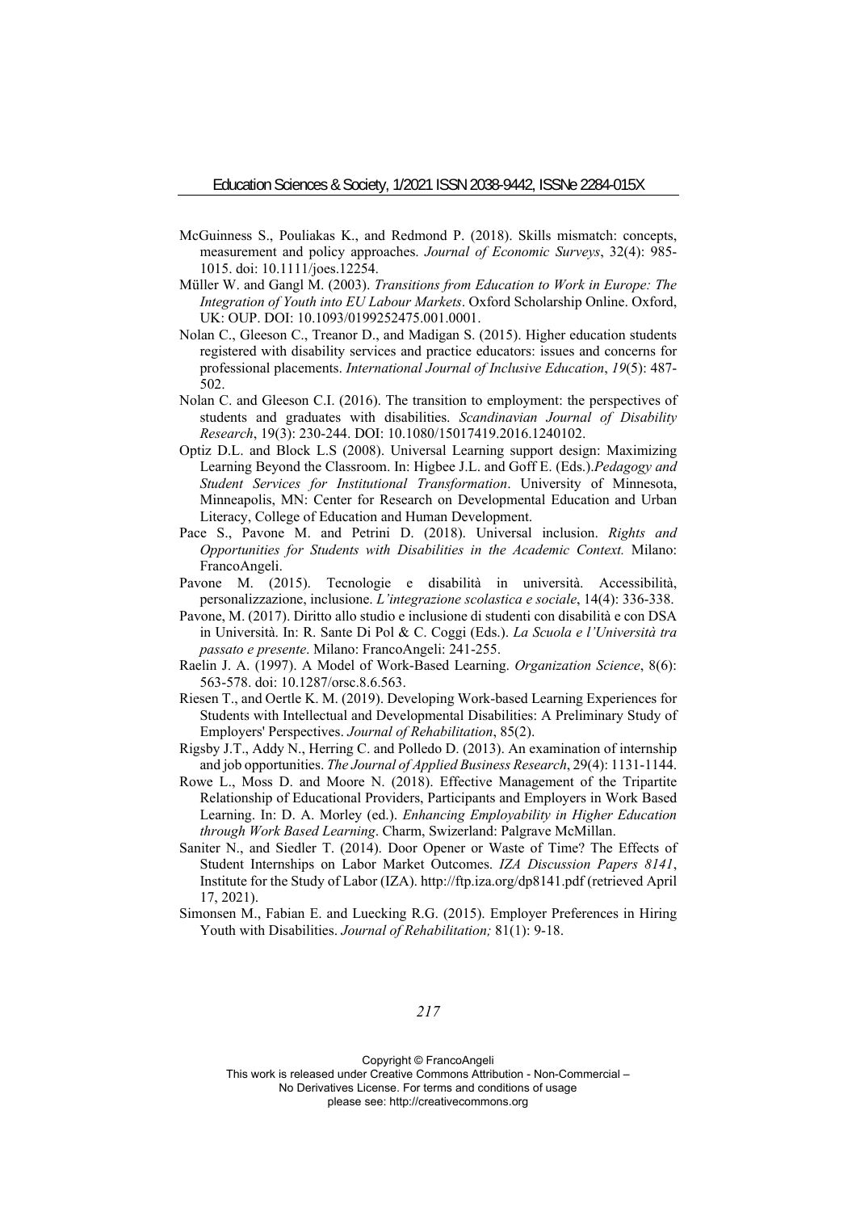McGuinness S., Pouliakas K., and Redmond P. (2018). Skills mismatch: concepts, measurement and policy approaches. *Journal of Economic Surveys*, 32(4): 985-1015. doi: 10.1111/joes.12254.

Müller W. and Gangl M. (2003). *Transitions from Education to Work in Europe: The Integration of Youth into EU Labour Markets*. Oxford Scholarship Online. Oxford, UK: OUP. DOI: 10.1093/0199252475.001.0001.

Nolan C., Gleeson C., Treanor D., and Madigan S. (2015). Higher education students registered with disability services and practice educators: issues and concerns for professional placements. *International Journal of Inclusive Education*, *19*(5): 487-502.

Nolan C. and Gleeson C.I. (2016). The transition to employment: the perspectives of students and graduates with disabilities. *Scandinavian Journal of Disability Research*, 19(3): 230-244. DOI: 10.1080/15017419.2016.1240102.

Optiz D.L. and Block L.S (2008). Universal Learning support design: Maximizing Learning Beyond the Classroom. In: Higbee J.L. and Goff E. (Eds.).*Pedagogy and Student Services for Institutional Transformation*. University of Minnesota, Minneapolis, MN: Center for Research on Developmental Education and Urban Literacy, College of Education and Human Development.

Pace S., Pavone M. and Petrini D. (2018). Universal inclusion. *Rights and Opportunities for Students with Disabilities in the Academic Context.* Milano: FrancoAngeli.

Pavone M. (2015). Tecnologie e disabilità in università. Accessibilità, personalizzazione, inclusione. *L'integrazione scolastica e sociale*, 14(4): 336-338.

Pavone, M. (2017). Diritto allo studio e inclusione di studenti con disabilità e con DSA in Università. In: R. Sante Di Pol & C. Coggi (Eds.). *La Scuola e l'Università tra passato e presente*. Milano: FrancoAngeli: 241-255.

Raelin J. A. (1997). A Model of Work-Based Learning. *Organization Science*, 8(6): 563-578. doi: 10.1287/orsc.8.6.563.

Riesen T., and Oertle K. M. (2019). Developing Work-based Learning Experiences for Students with Intellectual and Developmental Disabilities: A Preliminary Study of Employers' Perspectives. *Journal of Rehabilitation*, 85(2).

Rigsby J.T., Addy N., Herring C. and Polledo D. (2013). An examination of internship and job opportunities. *The Journal of Applied Business Research*, 29(4): 1131-1144.

Rowe L., Moss D. and Moore N. (2018). Effective Management of the Tripartite Relationship of Educational Providers, Participants and Employers in Work Based Learning. In: D. A. Morley (ed.). *Enhancing Employability in Higher Education through Work Based Learning*. Charm, Swizerland: Palgrave McMillan.

Saniter N., and Siedler T. (2014). Door Opener or Waste of Time? The Effects of Student Internships on Labor Market Outcomes. *IZA Discussion Papers 8141*, Institute for the Study of Labor (IZA). http://ftp.iza.org/dp8141.pdf (retrieved April 17, 2021).

Simonsen M., Fabian E. and Luecking R.G. (2015). Employer Preferences in Hiring Youth with Disabilities. *Journal of Rehabilitation;* 81(1): 9-18.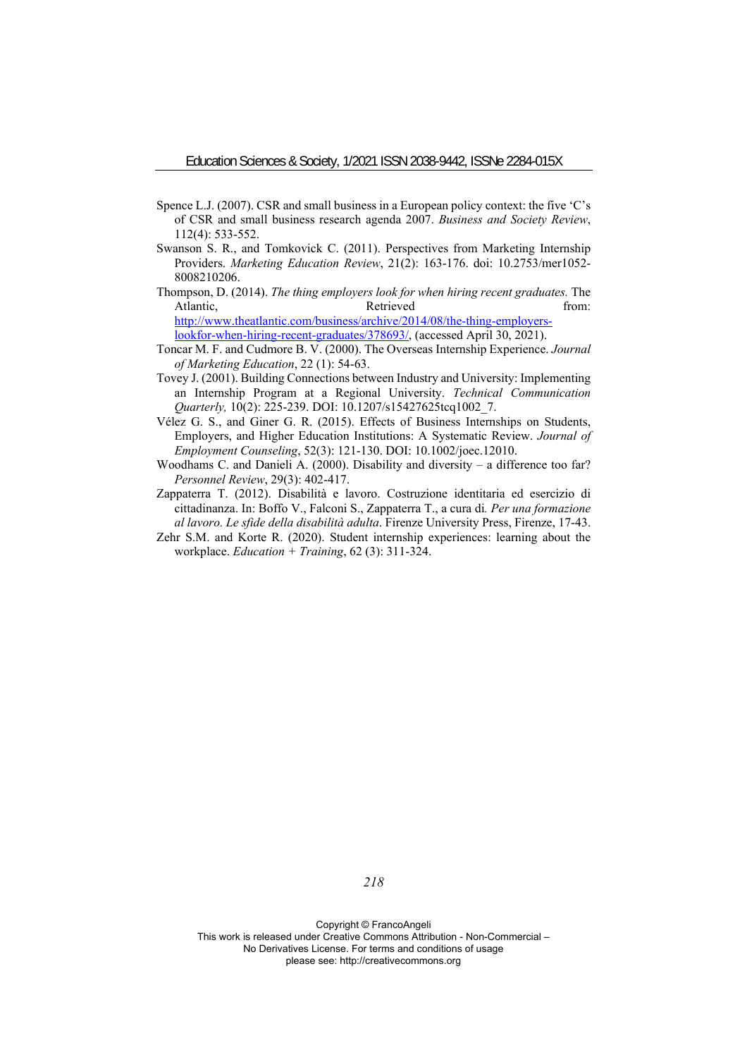Spence L.J. (2007). CSR and small business in a European policy context: the five 'C's of CSR and small business research agenda 2007. *Business and Society Review*, 112(4): 533-552.

Swanson S. R., and Tomkovick C. (2011). Perspectives from Marketing Internship Providers. *Marketing Education Review*, 21(2): 163-176. doi: 10.2753/mer1052-8008210206.

Thompson, D. (2014). *The thing employers look for when hiring recent graduates.* The Atlantic, Retrieved from: http://www.theatlantic.com/business/archive/2014/08/the-thing-employers-lookfor-when-hiring-recent-graduates/378693/, (accessed April 30, 2021).

Toncar M. F. and Cudmore B. V. (2000). The Overseas Internship Experience. *Journal of Marketing Education*, 22 (1): 54-63.

Tovey J. (2001). Building Connections between Industry and University: Implementing an Internship Program at a Regional University. *Technical Communication Quarterly,* 10(2): 225-239. DOI: 10.1207/s15427625tcq1002_7.

Vélez G. S., and Giner G. R. (2015). Effects of Business Internships on Students, Employers, and Higher Education Institutions: A Systematic Review. *Journal of Employment Counseling*, 52(3): 121-130. DOI: 10.1002/joec.12010.

Woodhams C. and Danieli A. (2000). Disability and diversity – a difference too far? *Personnel Review*, 29(3): 402-417.

Zappaterra T. (2012). Disabilità e lavoro. Costruzione identitaria ed esercizio di cittadinanza. In: Boffo V., Falconi S., Zappaterra T., a cura di. *Per una formazione al lavoro. Le sfide della disabilità adulta*. Firenze University Press, Firenze, 17-43.

Zehr S.M. and Korte R. (2020). Student internship experiences: learning about the workplace. *Education + Training*, 62 (3): 311-324.